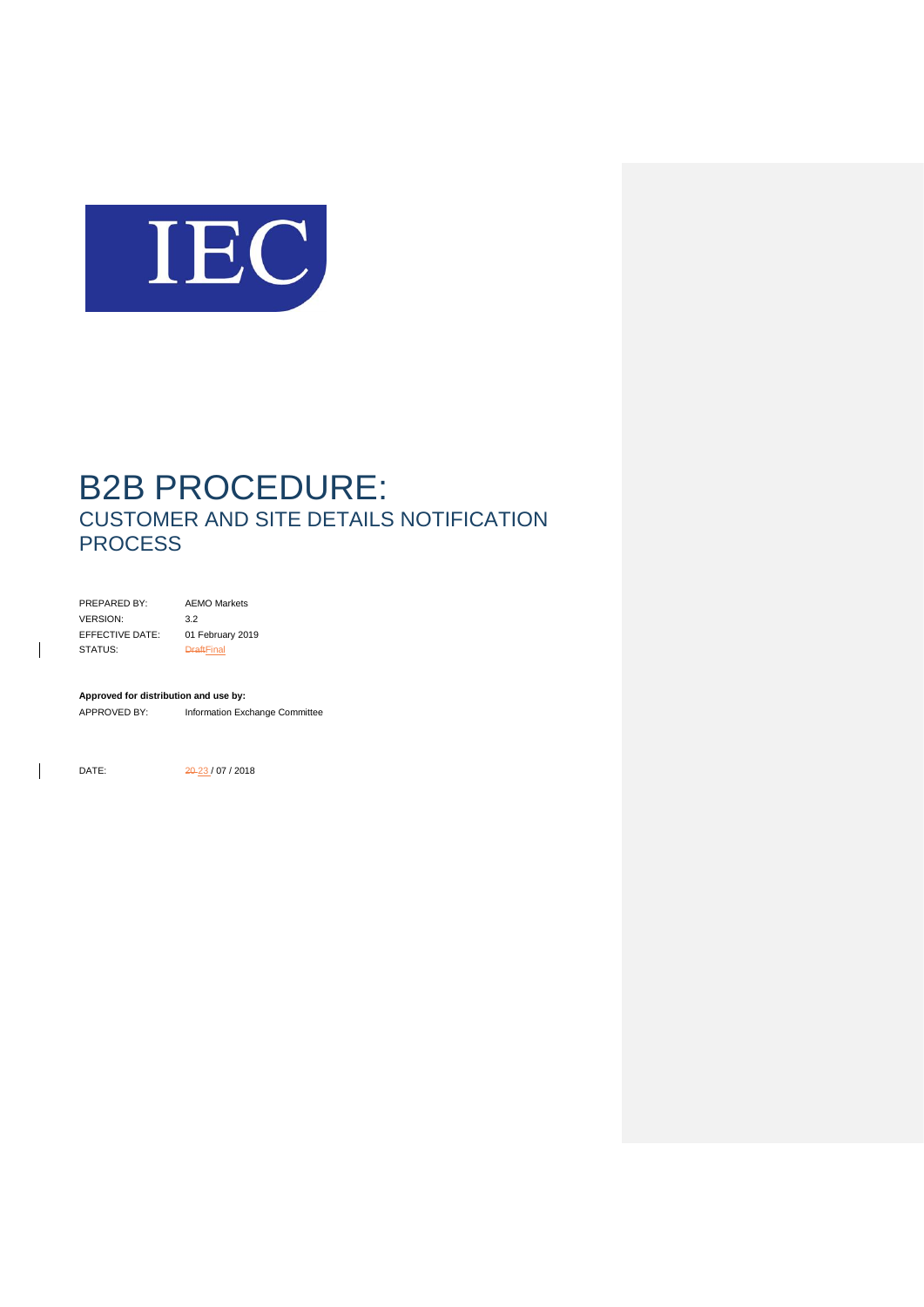IEC

# B2B PROCEDURE:

## CUSTOMER AND SITE DETAILS NOTIFICATION PROCESS

| | |
|---|---|
| PREPARED BY: | AEMO Markets |
| VERSION: | 3.2 |
| EFFECTIVE DATE: | 01 February 2019 |
| STATUS: | ~~Draft~~Final |

**Approved for distribution and use by:**

APPROVED BY: Information Exchange Committee

DATE: ~~20~~ 23 / 07 / 2018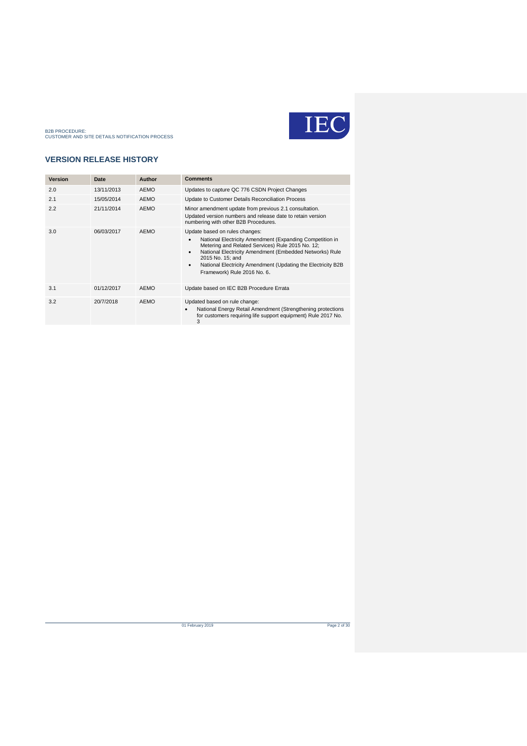## VERSION RELEASE HISTORY

| Version | Date | Author | Comments |
|---|---|---|---|
| 2.0 | 13/11/2013 | AEMO | Updates to capture QC 776 CSDN Project Changes |
| 2.1 | 15/05/2014 | AEMO | Update to Customer Details Reconciliation Process |
| 2.2 | 21/11/2014 | AEMO | Minor amendment update from previous 2.1 consultation.<br>Updated version numbers and release date to retain version numbering with other B2B Procedures. |
| 3.0 | 06/03/2017 | AEMO | Update based on rules changes:<br>• National Electricity Amendment (Expanding Competition in Metering and Related Services) Rule 2015 No. 12;<br>• National Electricity Amendment (Embedded Networks) Rule 2015 No. 15; and<br>• National Electricity Amendment (Updating the Electricity B2B Framework) Rule 2016 No. 6. |
| 3.1 | 01/12/2017 | AEMO | Update based on IEC B2B Procedure Errata |
| 3.2 | 20/7/2018 | AEMO | Updated based on rule change:<br>• National Energy Retail Amendment (Strengthening protections for customers requiring life support equipment) Rule 2017 No. 3 |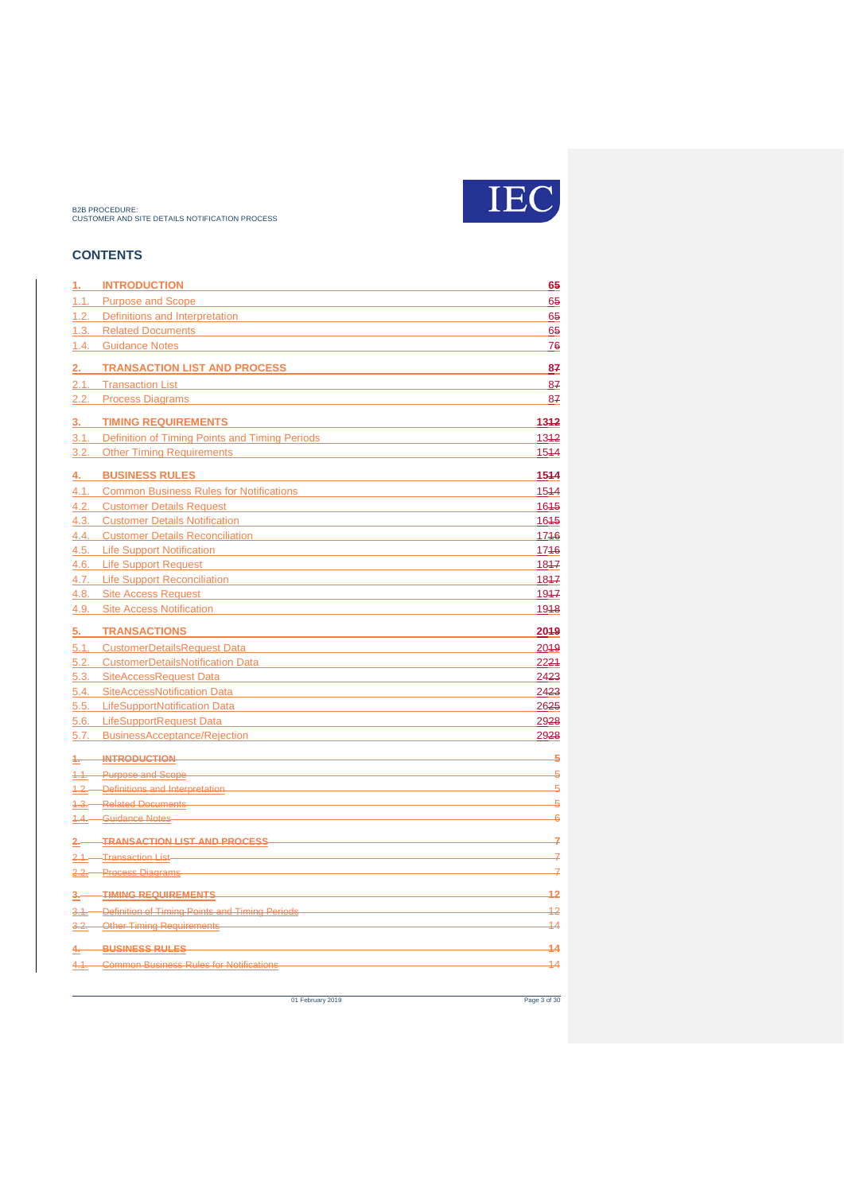## CONTENTS

| | | |
|---|---|---|
| **1.** | **INTRODUCTION** | **6~~5~~** |
| 1.1. | Purpose and Scope | 6~~5~~ |
| 1.2. | Definitions and Interpretation | 6~~5~~ |
| 1.3. | Related Documents | 6~~5~~ |
| 1.4. | Guidance Notes | 7~~6~~ |
| **2.** | **TRANSACTION LIST AND PROCESS** | **8~~7~~** |
| 2.1. | Transaction List | 8~~7~~ |
| 2.2. | Process Diagrams | 8~~7~~ |
| **3.** | **TIMING REQUIREMENTS** | **13~~12~~** |
| 3.1. | Definition of Timing Points and Timing Periods | 13~~12~~ |
| 3.2. | Other Timing Requirements | 15~~14~~ |
| **4.** | **BUSINESS RULES** | **15~~14~~** |
| 4.1. | Common Business Rules for Notifications | 15~~14~~ |
| 4.2. | Customer Details Request | 16~~15~~ |
| 4.3. | Customer Details Notification | 16~~15~~ |
| 4.4. | Customer Details Reconciliation | 17~~16~~ |
| 4.5. | Life Support Notification | 17~~16~~ |
| 4.6. | Life Support Request | 18~~17~~ |
| 4.7. | Life Support Reconciliation | 18~~17~~ |
| 4.8. | Site Access Request | 19~~17~~ |
| 4.9. | Site Access Notification | 19~~18~~ |
| **5.** | **TRANSACTIONS** | **20~~19~~** |
| 5.1. | CustomerDetailsRequest Data | 20~~19~~ |
| 5.2. | CustomerDetailsNotification Data | 22~~21~~ |
| 5.3. | SiteAccessRequest Data | 24~~23~~ |
| 5.4. | SiteAccessNotification Data | 24~~23~~ |
| 5.5. | LifeSupportNotification Data | 26~~25~~ |
| 5.6. | LifeSupportRequest Data | 29~~28~~ |
| 5.7. | BusinessAcceptance/Rejection | 29~~28~~ |
| ~~**1.**~~ | ~~**INTRODUCTION**~~ | ~~**5**~~ |
| ~~1.1.~~ | ~~Purpose and Scope~~ | ~~5~~ |
| ~~1.2.~~ | ~~Definitions and Interpretation~~ | ~~5~~ |
| ~~1.3.~~ | ~~Related Documents~~ | ~~5~~ |
| ~~1.4.~~ | ~~Guidance Notes~~ | ~~6~~ |
| ~~**2.**~~ | ~~**TRANSACTION LIST AND PROCESS**~~ | ~~**7**~~ |
| ~~2.1.~~ | ~~Transaction List~~ | ~~7~~ |
| ~~2.2.~~ | ~~Process Diagrams~~ | ~~7~~ |
| ~~**3.**~~ | ~~**TIMING REQUIREMENTS**~~ | ~~**12**~~ |
| ~~3.1.~~ | ~~Definition of Timing Points and Timing Periods~~ | ~~12~~ |
| ~~3.2.~~ | ~~Other Timing Requirements~~ | ~~14~~ |
| ~~**4.**~~ | ~~**BUSINESS RULES**~~ | ~~**14**~~ |
| ~~4.1.~~ | ~~Common Business Rules for Notifications~~ | ~~14~~ |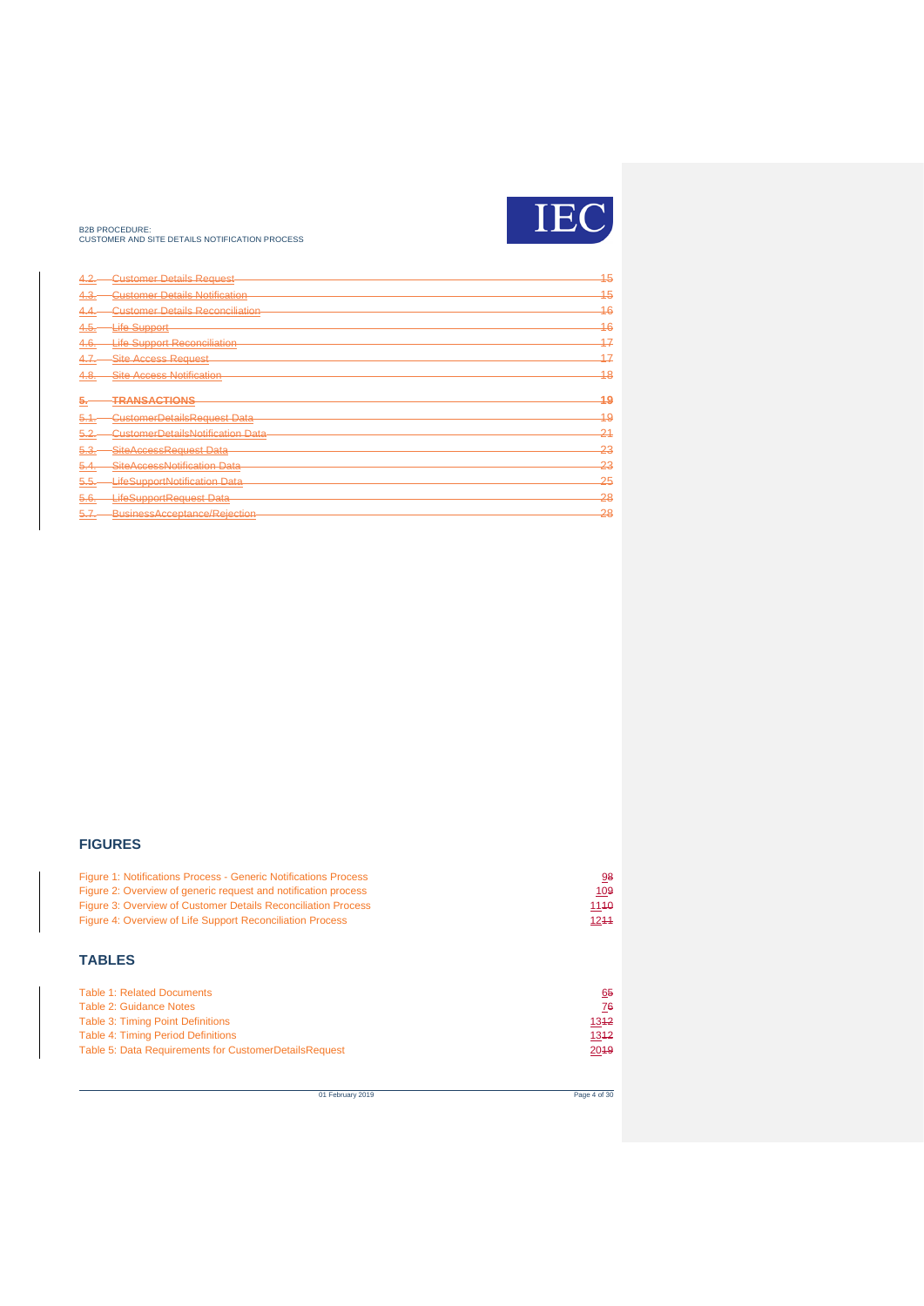| | | |
|---|---|---|
| 4.2. | Customer Details Request | 15 |
| 4.3. | Customer Details Notification | 15 |
| 4.4. | Customer Details Reconciliation | 16 |
| 4.5. | Life Support | 16 |
| 4.6. | Life Support Reconciliation | 17 |
| 4.7. | Site Access Request | 17 |
| 4.8. | Site Access Notification | 18 |
| **5.** | **TRANSACTIONS** | **19** |
| 5.1. | CustomerDetailsRequest Data | 19 |
| 5.2. | CustomerDetailsNotification Data | 21 |
| 5.3. | SiteAccessRequest Data | 23 |
| 5.4. | SiteAccessNotification Data | 23 |
| 5.5. | LifeSupportNotification Data | 25 |
| 5.6. | LifeSupportRequest Data | 28 |
| 5.7. | BusinessAcceptance/Rejection | 28 |

## FIGURES

| | |
|---|---|
| Figure 1: Notifications Process - Generic Notifications Process | 98 |
| Figure 2: Overview of generic request and notification process | 109 |
| Figure 3: Overview of Customer Details Reconciliation Process | 1110 |
| Figure 4: Overview of Life Support Reconciliation Process | 1211 |

## TABLES

| | |
|---|---|
| Table 1: Related Documents | 65 |
| Table 2: Guidance Notes | 76 |
| Table 3: Timing Point Definitions | 1312 |
| Table 4: Timing Period Definitions | 1312 |
| Table 5: Data Requirements for CustomerDetailsRequest | 2019 |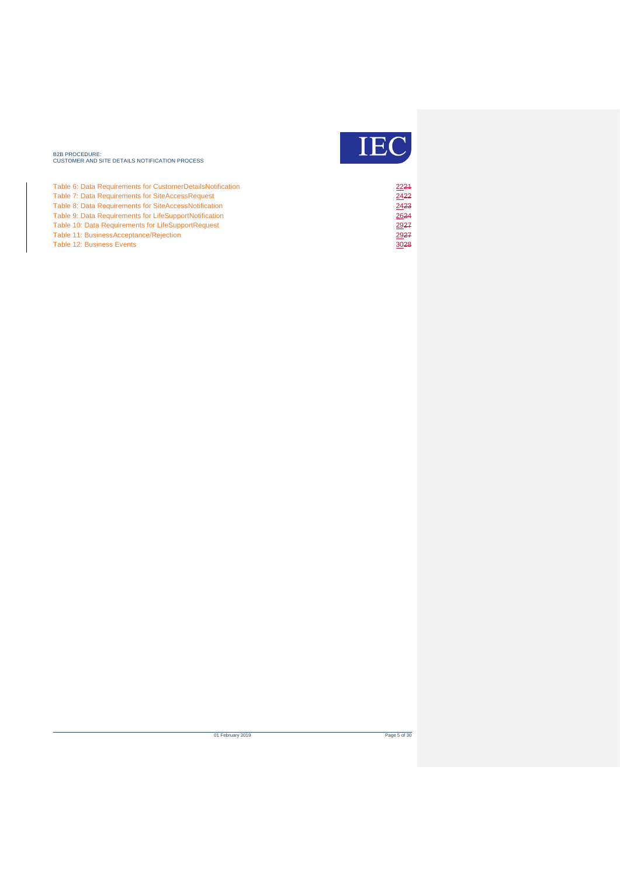Table 6: Data Requirements for CustomerDetailsNotification 2221

Table 7: Data Requirements for SiteAccessRequest 2422

Table 8: Data Requirements for SiteAccessNotification 2423

Table 9: Data Requirements for LifeSupportNotification 2624

Table 10: Data Requirements for LifeSupportRequest 2927

Table 11: BusinessAcceptance/Rejection 2927

Table 12: Business Events 3028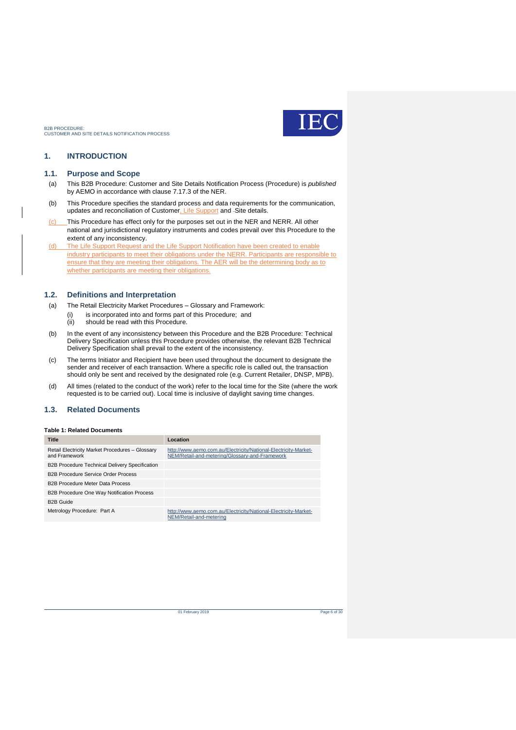# 1. INTRODUCTION

## 1.1. Purpose and Scope

(a) This B2B Procedure: Customer and Site Details Notification Process (Procedure) is *published* by AEMO in accordance with clause 7.17.3 of the NER.

(b) This Procedure specifies the standard process and data requirements for the communication, updates and reconciliation of Customer, Life Support and Site details.

(c) This Procedure has effect only for the purposes set out in the NER and NERR. All other national and jurisdictional regulatory instruments and codes prevail over this Procedure to the extent of any inconsistency.

(d) The Life Support Request and the Life Support Notification have been created to enable industry participants to meet their obligations under the NERR. Participants are responsible to ensure that they are meeting their obligations. The AER will be the determining body as to whether participants are meeting their obligations.

## 1.2. Definitions and Interpretation

(a) The Retail Electricity Market Procedures – Glossary and Framework:

(i) is incorporated into and forms part of this Procedure; and

(ii) should be read with this Procedure.

(b) In the event of any inconsistency between this Procedure and the B2B Procedure: Technical Delivery Specification unless this Procedure provides otherwise, the relevant B2B Technical Delivery Specification shall prevail to the extent of the inconsistency.

(c) The terms Initiator and Recipient have been used throughout the document to designate the sender and receiver of each transaction. Where a specific role is called out, the transaction should only be sent and received by the designated role (e.g. Current Retailer, DNSP, MPB).

(d) All times (related to the conduct of the work) refer to the local time for the Site (where the work requested is to be carried out). Local time is inclusive of daylight saving time changes.

## 1.3. Related Documents

**Table 1: Related Documents**

| Title | Location |
|---|---|
| Retail Electricity Market Procedures – Glossary and Framework | http://www.aemo.com.au/Electricity/National-Electricity-Market-NEM/Retail-and-metering/Glossary-and-Framework |
| B2B Procedure Technical Delivery Specification | |
| B2B Procedure Service Order Process | |
| B2B Procedure Meter Data Process | |
| B2B Procedure One Way Notification Process | |
| B2B Guide | |
| Metrology Procedure: Part A | http://www.aemo.com.au/Electricity/National-Electricity-Market-NEM/Retail-and-metering |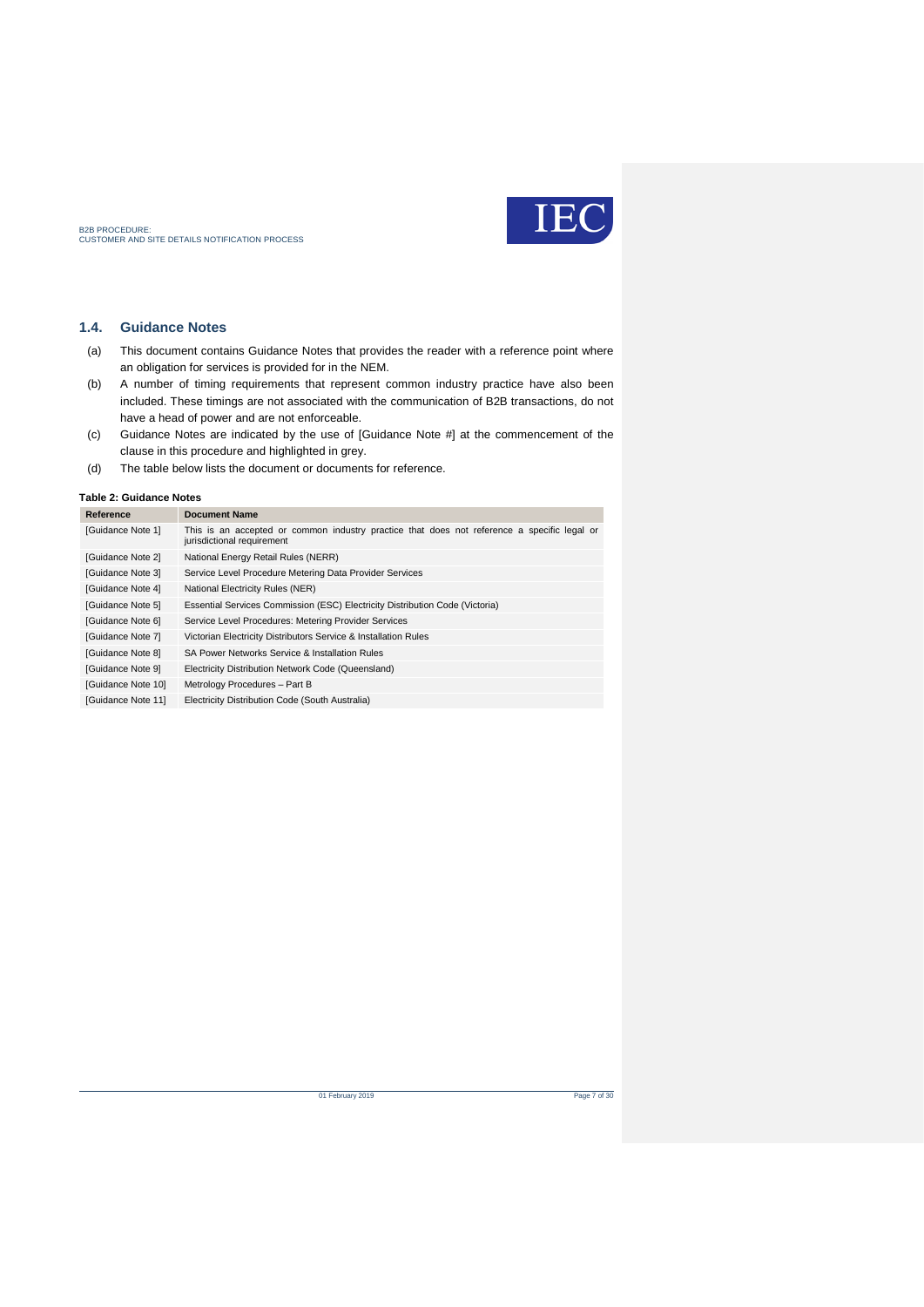## 1.4. Guidance Notes

(a) This document contains Guidance Notes that provides the reader with a reference point where an obligation for services is provided for in the NEM.

(b) A number of timing requirements that represent common industry practice have also been included. These timings are not associated with the communication of B2B transactions, do not have a head of power and are not enforceable.

(c) Guidance Notes are indicated by the use of [Guidance Note #] at the commencement of the clause in this procedure and highlighted in grey.

(d) The table below lists the document or documents for reference.

**Table 2: Guidance Notes**

| Reference | Document Name |
| --- | --- |
| [Guidance Note 1] | This is an accepted or common industry practice that does not reference a specific legal or jurisdictional requirement |
| [Guidance Note 2] | National Energy Retail Rules (NERR) |
| [Guidance Note 3] | Service Level Procedure Metering Data Provider Services |
| [Guidance Note 4] | National Electricity Rules (NER) |
| [Guidance Note 5] | Essential Services Commission (ESC) Electricity Distribution Code (Victoria) |
| [Guidance Note 6] | Service Level Procedures: Metering Provider Services |
| [Guidance Note 7] | Victorian Electricity Distributors Service & Installation Rules |
| [Guidance Note 8] | SA Power Networks Service & Installation Rules |
| [Guidance Note 9] | Electricity Distribution Network Code (Queensland) |
| [Guidance Note 10] | Metrology Procedures – Part B |
| [Guidance Note 11] | Electricity Distribution Code (South Australia) |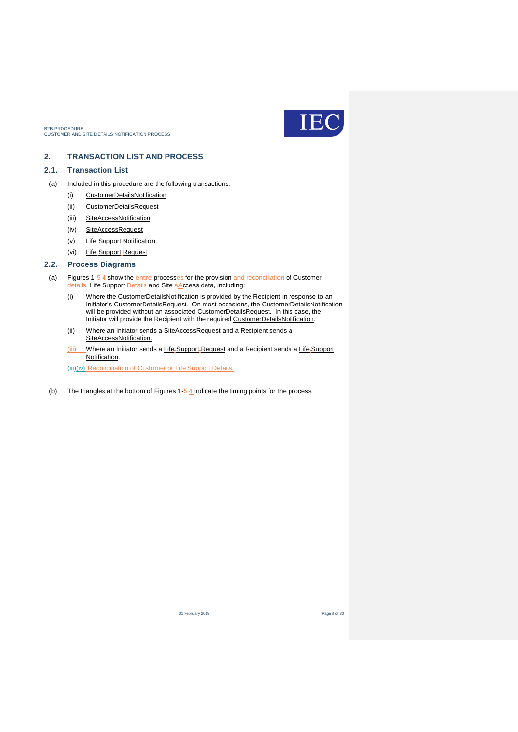## 2. TRANSACTION LIST AND PROCESS

### 2.1. Transaction List

(a) Included in this procedure are the following transactions:

   (i) CustomerDetailsNotification

   (ii) CustomerDetailsRequest

   (iii) SiteAccessNotification

   (iv) SiteAccessRequest

   (v) Life Support Notification

   (vi) Life Support Request

### 2.2. Process Diagrams

(a) Figures 1-5 4 show the entire processes for the provision and reconciliation of Customer details, Life Support Details and Site aAccess data, including:

   (i) Where the CustomerDetailsNotification is provided by the Recipient in response to an Initiator's CustomerDetailsRequest. On most occasions, the CustomerDetailsNotification will be provided without an associated CustomerDetailsRequest. In this case, the Initiator will provide the Recipient with the required CustomerDetailsNotification.

   (ii) Where an Initiator sends a SiteAccessRequest and a Recipient sends a SiteAccessNotification.

   (iii) Where an Initiator sends a Life Support Request and a Recipient sends a Life Support Notification.

   (iii)(iv) Reconciliation of Customer or Life Support Details.

(b) The triangles at the bottom of Figures 1-5 4 indicate the timing points for the process.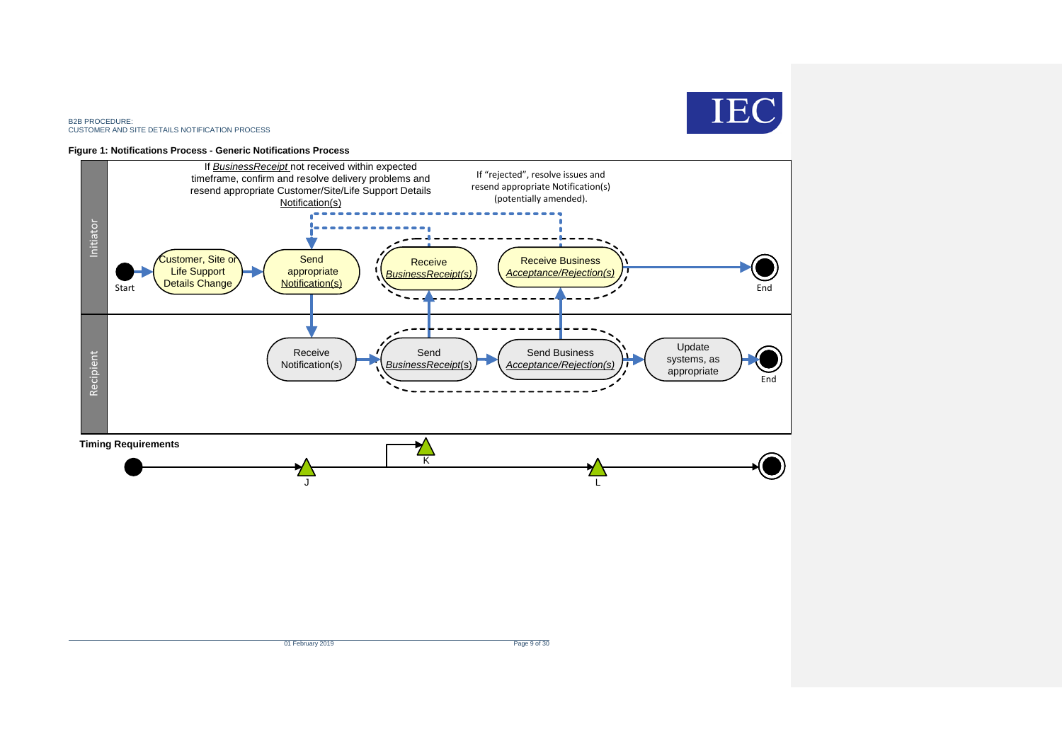**Figure 1: Notifications Process - Generic Notifications Process**

Initiator

Recipient

If *BusinessReceipt* not received within expected timeframe, confirm and resolve delivery problems and resend appropriate Customer/Site/Life Support Details Notification(s)

If "rejected", resolve issues and resend appropriate Notification(s) (potentially amended).

Start

Customer, Site or Life Support Details Change

Send appropriate Notification(s)

Receive *BusinessReceipt(s)*

Receive Business *Acceptance/Rejection(s)*

End

Receive Notification(s)

Send *BusinessReceipt*(s)

Send Business *Acceptance/Rejection(s)*

Update systems, as appropriate

End

**Timing Requirements**

J

K

L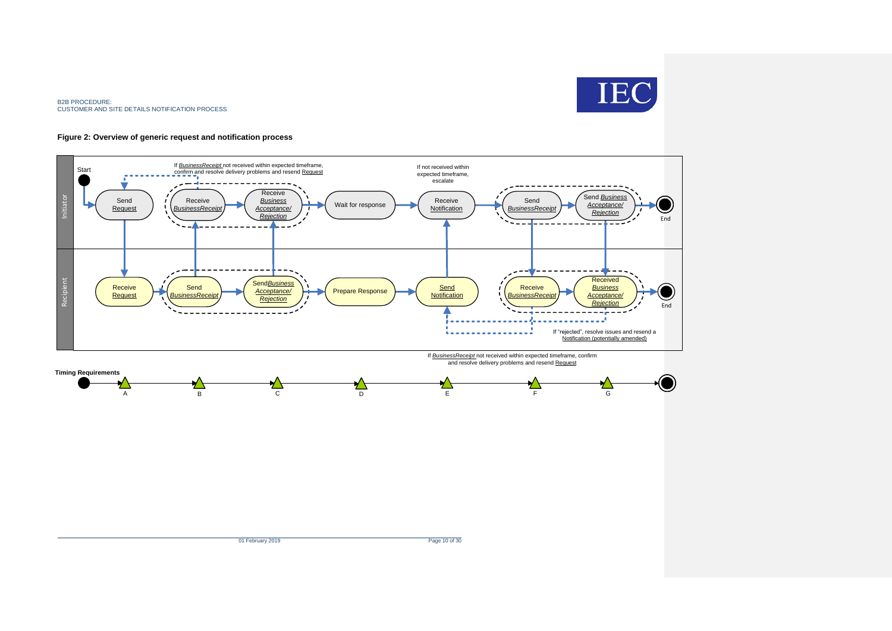**Figure 2: Overview of generic request and notification process**

Initiator

Start

If *BusinessReceipt* not received within expected timeframe, confirm and resolve delivery problems and resend Request

Send Request

Receive *BusinessReceipt*

Receive *Business Acceptance/ Rejection*

Wait for response

If not received within expected timeframe, escalate

Receive Notification

Send *BusinessReceipt*

Send *Business Acceptance/ Rejection*

End

Recipient

Receive Request

Send *BusinessReceipt*

Send *Business Acceptance/ Rejection*

Prepare Response

Send Notification

Receive *BusinessReceipt*

Received *Business Acceptance/ Rejection*

End

If "rejected", resolve issues and resend a Notification (potentially amended)

If *BusinessReceipt* not received within expected timeframe, confirm and resolve delivery problems and resend Request

**Timing Requirements**

A B C D E F G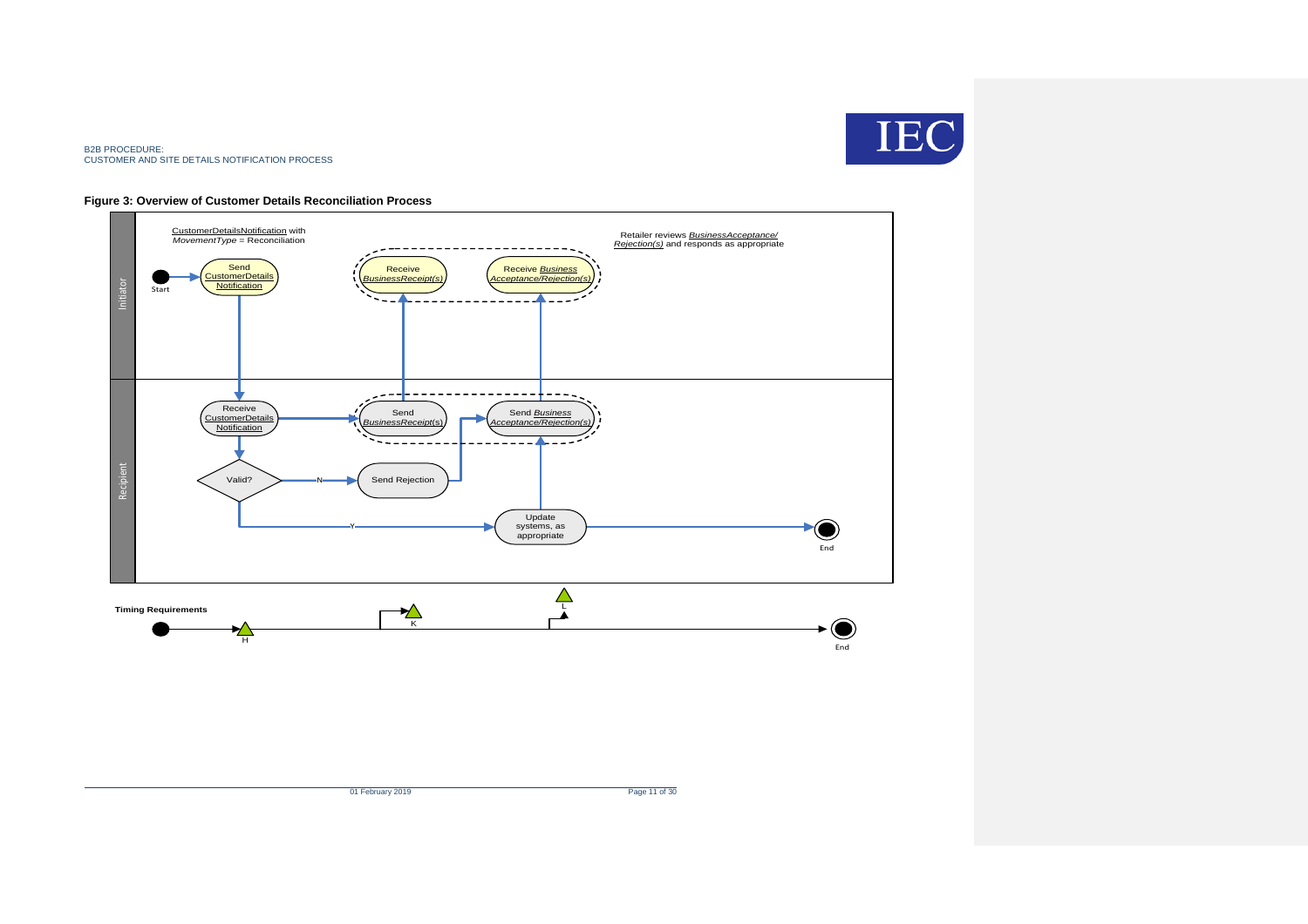**Figure 3: Overview of Customer Details Reconciliation Process**

Initiator

CustomerDetailsNotification with *MovementType* = Reconciliation

Start

Send CustomerDetails Notification

Receive *BusinessReceipt(s)*

Receive *Business Acceptance/Rejection(s)*

Retailer reviews *BusinessAcceptance/ Rejection(s)* and responds as appropriate

Recipient

Receive CustomerDetails Notification

Send *BusinessReceipt(s)*

Send *Business Acceptance/Rejection(s)*

Valid?

N

Send Rejection

Y

Update systems, as appropriate

End

**Timing Requirements**

H

K

L

End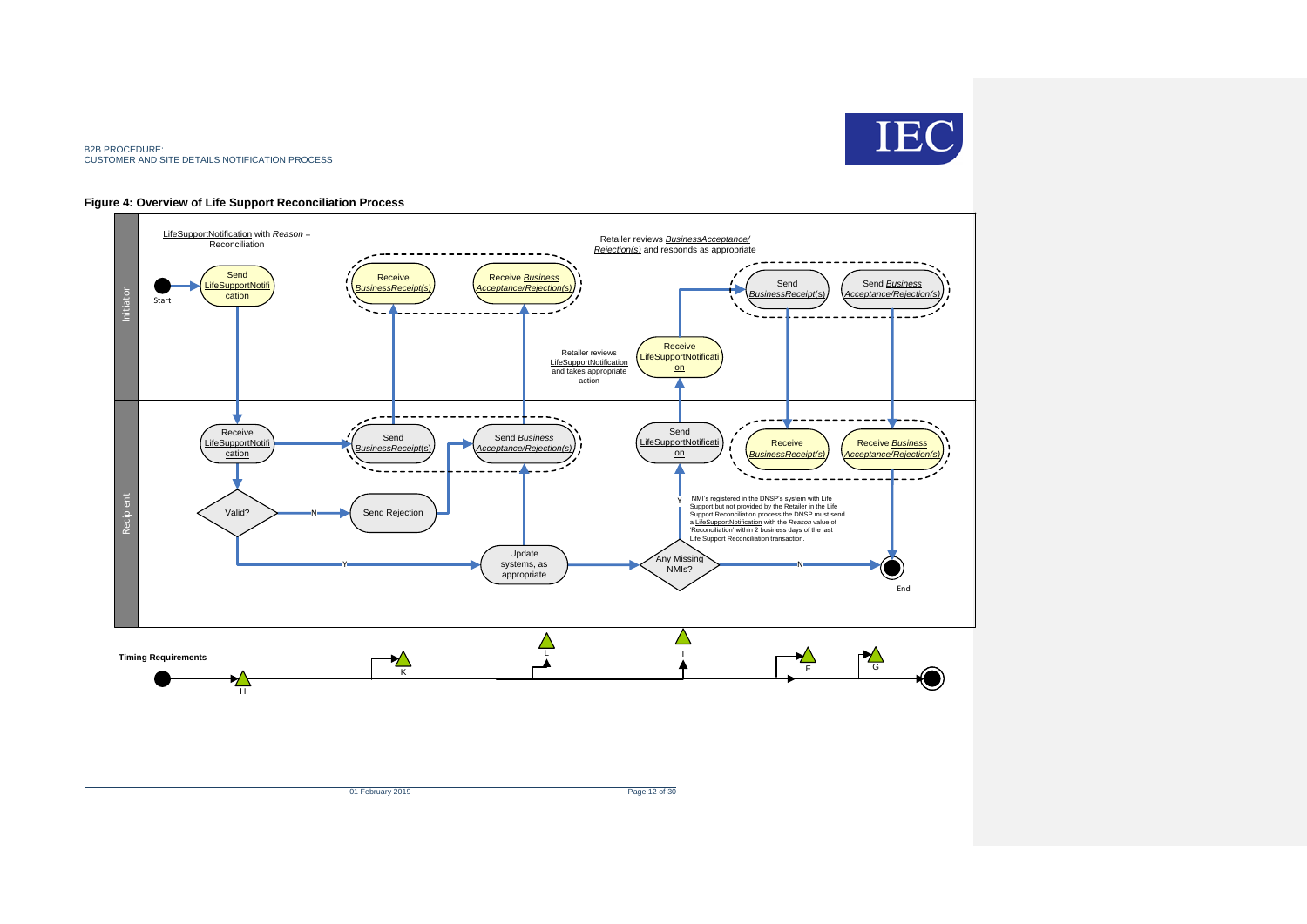**Figure 4: Overview of Life Support Reconciliation Process**

LifeSupportNotification with *Reason* = Reconciliation

Retailer reviews *BusinessAcceptance/ Rejection(s)* and responds as appropriate

Retailer reviews LifeSupportNotification and takes appropriate action

NMI's registered in the DNSP's system with Life Support but not provided by the Retailer in the Life Support Reconciliation process the DNSP must send a LifeSupportNotification with the *Reason* value of 'Reconciliation' within 2 business days of the last Life Support Reconciliation transaction.

**Timing Requirements**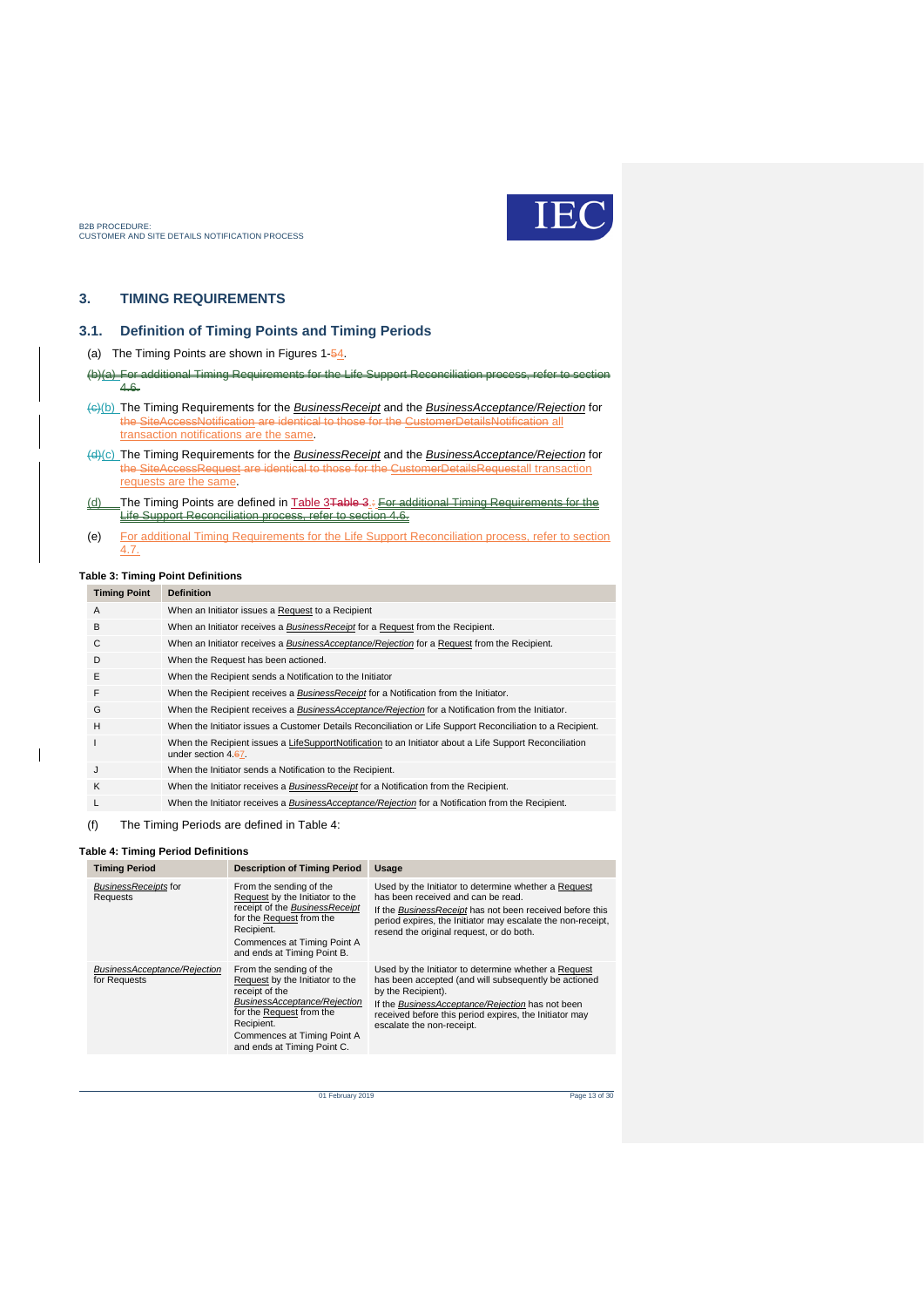## 3. TIMING REQUIREMENTS

### 3.1. Definition of Timing Points and Timing Periods

(a) The Timing Points are shown in Figures 1-54.

~~(b)~~(a) ~~For additional Timing Requirements for the Life Support Reconciliation process, refer to section 4.6.~~

~~(c)~~(b) The Timing Requirements for the *BusinessReceipt* and the *BusinessAcceptance/Rejection* for ~~the SiteAccessNotification are identical to those for the CustomerDetailsNotification~~ all transaction notifications are the same.

~~(d)~~(c) The Timing Requirements for the *BusinessReceipt* and the *BusinessAcceptance/Rejection* for ~~the SiteAccessRequest are identical to those for the CustomerDetailsRequest~~all transaction requests are the same.

(d) The Timing Points are defined in Table 3~~Table 3~~. ~~For additional Timing Requirements for the Life Support Reconciliation process, refer to section 4.6.~~

(e) For additional Timing Requirements for the Life Support Reconciliation process, refer to section 4.7.

**Table 3: Timing Point Definitions**

| Timing Point | Definition |
|---|---|
| A | When an Initiator issues a Request to a Recipient |
| B | When an Initiator receives a *BusinessReceipt* for a Request from the Recipient. |
| C | When an Initiator receives a *BusinessAcceptance/Rejection* for a Request from the Recipient. |
| D | When the Request has been actioned. |
| E | When the Recipient sends a Notification to the Initiator |
| F | When the Recipient receives a *BusinessReceipt* for a Notification from the Initiator. |
| G | When the Recipient receives a *BusinessAcceptance/Rejection* for a Notification from the Initiator. |
| H | When the Initiator issues a Customer Details Reconciliation or Life Support Reconciliation to a Recipient. |
| I | When the Recipient issues a LifeSupportNotification to an Initiator about a Life Support Reconciliation under section 4.~~6~~7. |
| J | When the Initiator sends a Notification to the Recipient. |
| K | When the Initiator receives a *BusinessReceipt* for a Notification from the Recipient. |
| L | When the Initiator receives a *BusinessAcceptance/Rejection* for a Notification from the Recipient. |

(f) The Timing Periods are defined in Table 4:

**Table 4: Timing Period Definitions**

| Timing Period | Description of Timing Period | Usage |
|---|---|---|
| *BusinessReceipts* for Requests | From the sending of the Request by the Initiator to the receipt of the *BusinessReceipt* for the Request from the Recipient.<br>Commences at Timing Point A and ends at Timing Point B. | Used by the Initiator to determine whether a Request has been received and can be read.<br>If the *BusinessReceipt* has not been received before this period expires, the Initiator may escalate the non-receipt, resend the original request, or do both. |
| *BusinessAcceptance/Rejection* for Requests | From the sending of the Request by the Initiator to the receipt of the *BusinessAcceptance/Rejection* for the Request from the Recipient.<br>Commences at Timing Point A and ends at Timing Point C. | Used by the Initiator to determine whether a Request has been accepted (and will subsequently be actioned by the Recipient).<br>If the *BusinessAcceptance/Rejection* has not been received before this period expires, the Initiator may escalate the non-receipt. |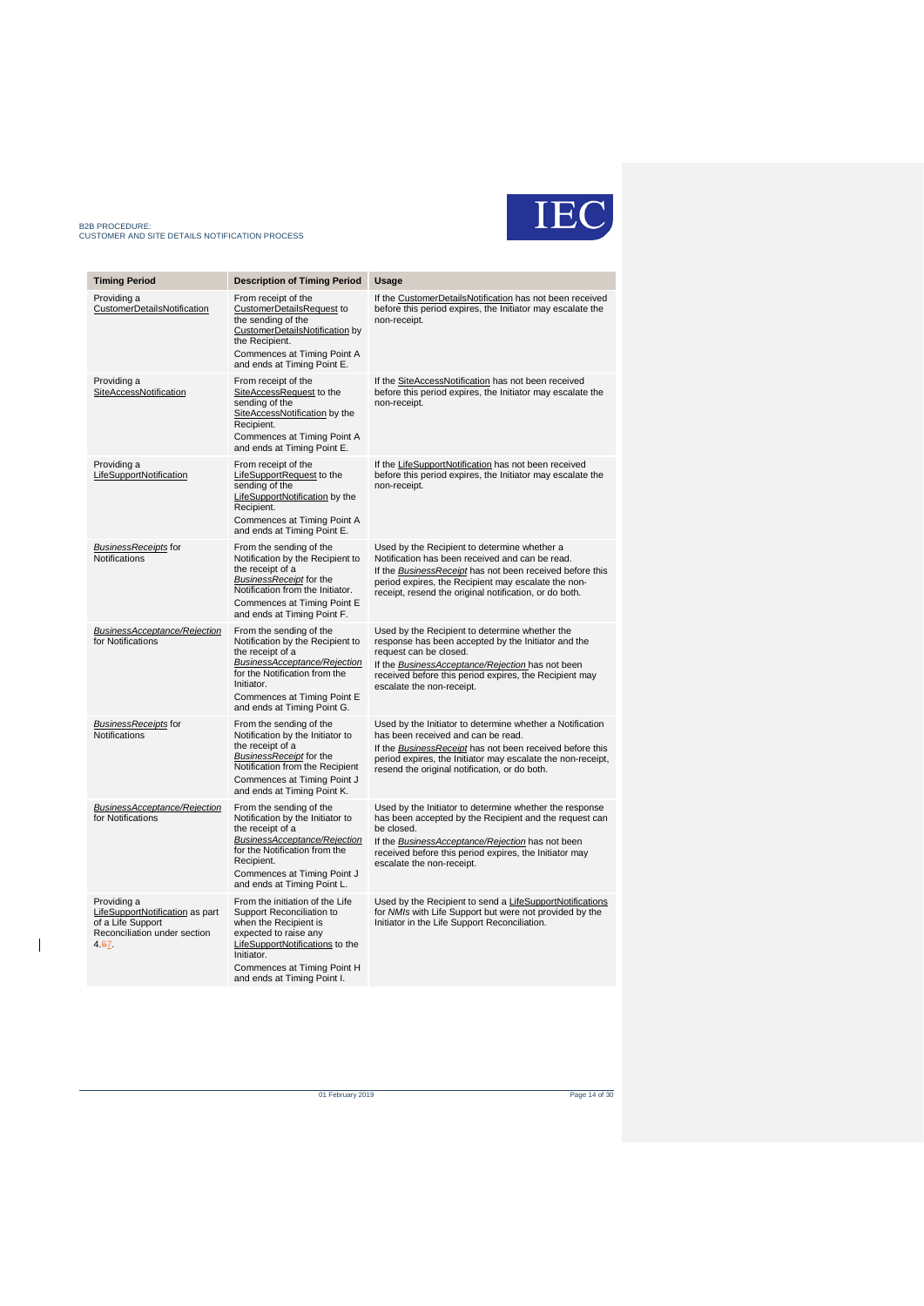| Timing Period | Description of Timing Period | Usage |
| --- | --- | --- |
| Providing a CustomerDetailsNotification | From receipt of the CustomerDetailsRequest to the sending of the CustomerDetailsNotification by the Recipient.<br>Commences at Timing Point A and ends at Timing Point E. | If the CustomerDetailsNotification has not been received before this period expires, the Initiator may escalate the non-receipt. |
| Providing a SiteAccessNotification | From receipt of the SiteAccessRequest to the sending of the SiteAccessNotification by the Recipient.<br>Commences at Timing Point A and ends at Timing Point E. | If the SiteAccessNotification has not been received before this period expires, the Initiator may escalate the non-receipt. |
| Providing a LifeSupportNotification | From receipt of the LifeSupportRequest to the sending of the LifeSupportNotification by the Recipient.<br>Commences at Timing Point A and ends at Timing Point E. | If the LifeSupportNotification has not been received before this period expires, the Initiator may escalate the non-receipt. |
| *BusinessReceipts* for Notifications | From the sending of the Notification by the Recipient to the receipt of a *BusinessReceipt* for the Notification from the Initiator.<br>Commences at Timing Point E and ends at Timing Point F. | Used by the Recipient to determine whether a Notification has been received and can be read.<br>If the *BusinessReceipt* has not been received before this period expires, the Recipient may escalate the non-receipt, resend the original notification, or do both. |
| *BusinessAcceptance/Rejection* for Notifications | From the sending of the Notification by the Recipient to the receipt of a *BusinessAcceptance/Rejection* for the Notification from the Initiator.<br>Commences at Timing Point E and ends at Timing Point G. | Used by the Recipient to determine whether the response has been accepted by the Initiator and the request can be closed.<br>If the *BusinessAcceptance/Rejection* has not been received before this period expires, the Recipient may escalate the non-receipt. |
| *BusinessReceipts* for Notifications | From the sending of the Notification by the Initiator to the receipt of a *BusinessReceipt* for the Notification from the Recipient<br>Commences at Timing Point J and ends at Timing Point K. | Used by the Initiator to determine whether a Notification has been received and can be read.<br>If the *BusinessReceipt* has not been received before this period expires, the Initiator may escalate the non-receipt, resend the original notification, or do both. |
| *BusinessAcceptance/Rejection* for Notifications | From the sending of the Notification by the Initiator to the receipt of a *BusinessAcceptance/Rejection* for the Notification from the Recipient.<br>Commences at Timing Point J and ends at Timing Point L. | Used by the Initiator to determine whether the response has been accepted by the Recipient and the request can be closed.<br>If the *BusinessAcceptance/Rejection* has not been received before this period expires, the Initiator may escalate the non-receipt. |
| Providing a LifeSupportNotification as part of a Life Support Reconciliation under section 4.67. | From the initiation of the Life Support Reconciliation to when the Recipient is expected to raise any LifeSupportNotifications to the Initiator.<br>Commences at Timing Point H and ends at Timing Point I. | Used by the Recipient to send a LifeSupportNotifications for *NMIs* with Life Support but were not provided by the Initiator in the Life Support Reconciliation. |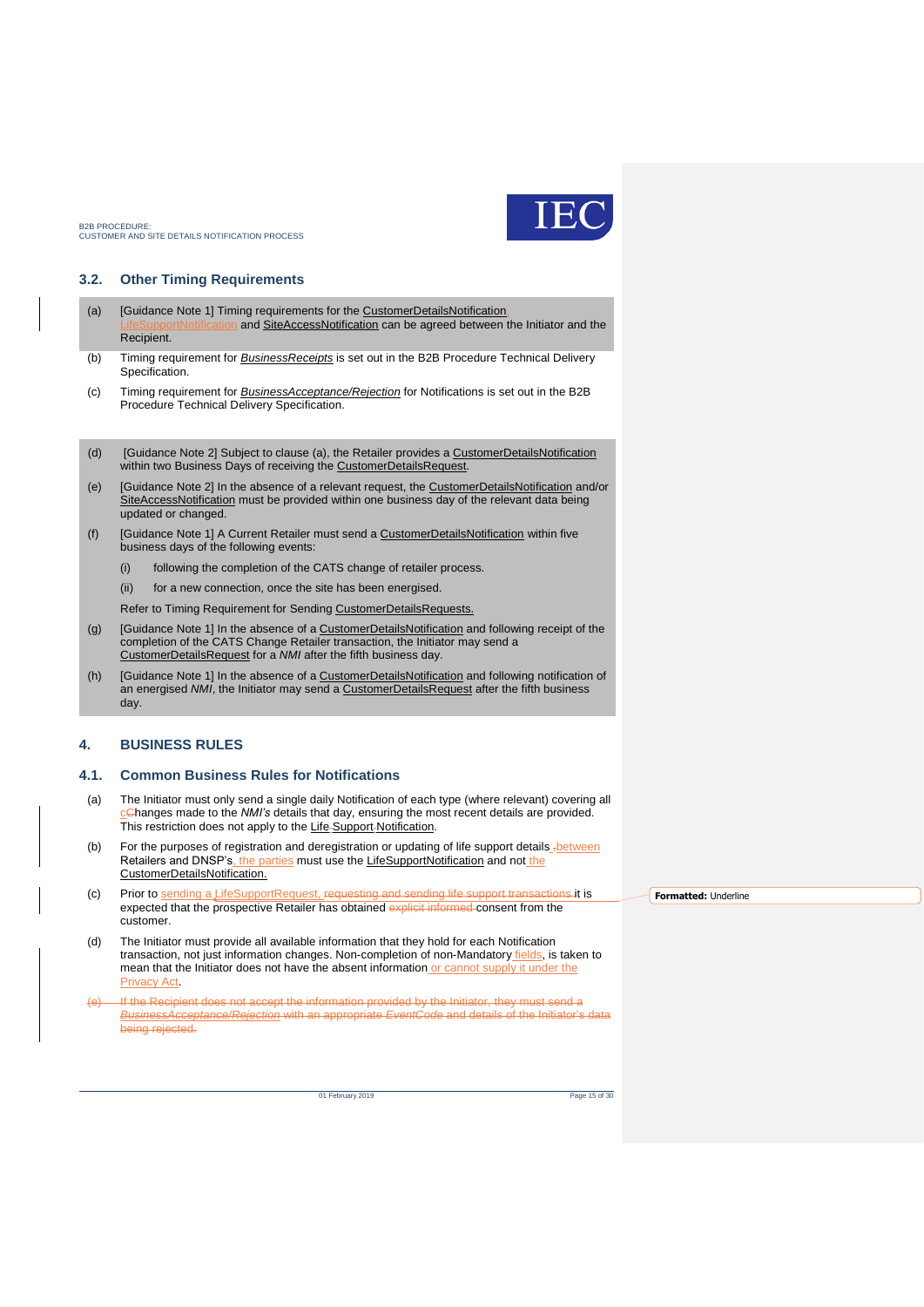## 3.2. Other Timing Requirements

(a) [Guidance Note 1] Timing requirements for the CustomerDetailsNotification LifeSupportNotification and SiteAccessNotification can be agreed between the Initiator and the Recipient.

(b) Timing requirement for *BusinessReceipts* is set out in the B2B Procedure Technical Delivery Specification.

(c) Timing requirement for *BusinessAcceptance/Rejection* for Notifications is set out in the B2B Procedure Technical Delivery Specification.

(d) [Guidance Note 2] Subject to clause (a), the Retailer provides a CustomerDetailsNotification within two Business Days of receiving the CustomerDetailsRequest.

(e) [Guidance Note 2] In the absence of a relevant request, the CustomerDetailsNotification and/or SiteAccessNotification must be provided within one business day of the relevant data being updated or changed.

(f) [Guidance Note 1] A Current Retailer must send a CustomerDetailsNotification within five business days of the following events:

   (i) following the completion of the CATS change of retailer process.

   (ii) for a new connection, once the site has been energised.

   Refer to Timing Requirement for Sending CustomerDetailsRequests.

(g) [Guidance Note 1] In the absence of a CustomerDetailsNotification and following receipt of the completion of the CATS Change Retailer transaction, the Initiator may send a CustomerDetailsRequest for a *NMI* after the fifth business day.

(h) [Guidance Note 1] In the absence of a CustomerDetailsNotification and following notification of an energised *NMI*, the Initiator may send a CustomerDetailsRequest after the fifth business day.

# 4. BUSINESS RULES

## 4.1. Common Business Rules for Notifications

(a) The Initiator must only send a single daily Notification of each type (where relevant) covering all cChanges made to the *NMI's* details that day, ensuring the most recent details are provided. This restriction does not apply to the Life Support Notification.

(b) For the purposes of registration and deregistration or updating of life support details ,between Retailers and DNSP's, the parties must use the LifeSupportNotification and not the CustomerDetailsNotification.

(c) Prior to sending a LifeSupportRequest, requesting and sending life support transactions it is expected that the prospective Retailer has obtained explicit informed consent from the customer.

(d) The Initiator must provide all available information that they hold for each Notification transaction, not just information changes. Non-completion of non-Mandatory fields, is taken to mean that the Initiator does not have the absent information or cannot supply it under the Privacy Act.

~~(e) If the Recipient does not accept the information provided by the Initiator, they must send a *BusinessAcceptance/Rejection* with an appropriate *EventCode* and details of the Initiator's data being rejected.~~

Formatted: Underline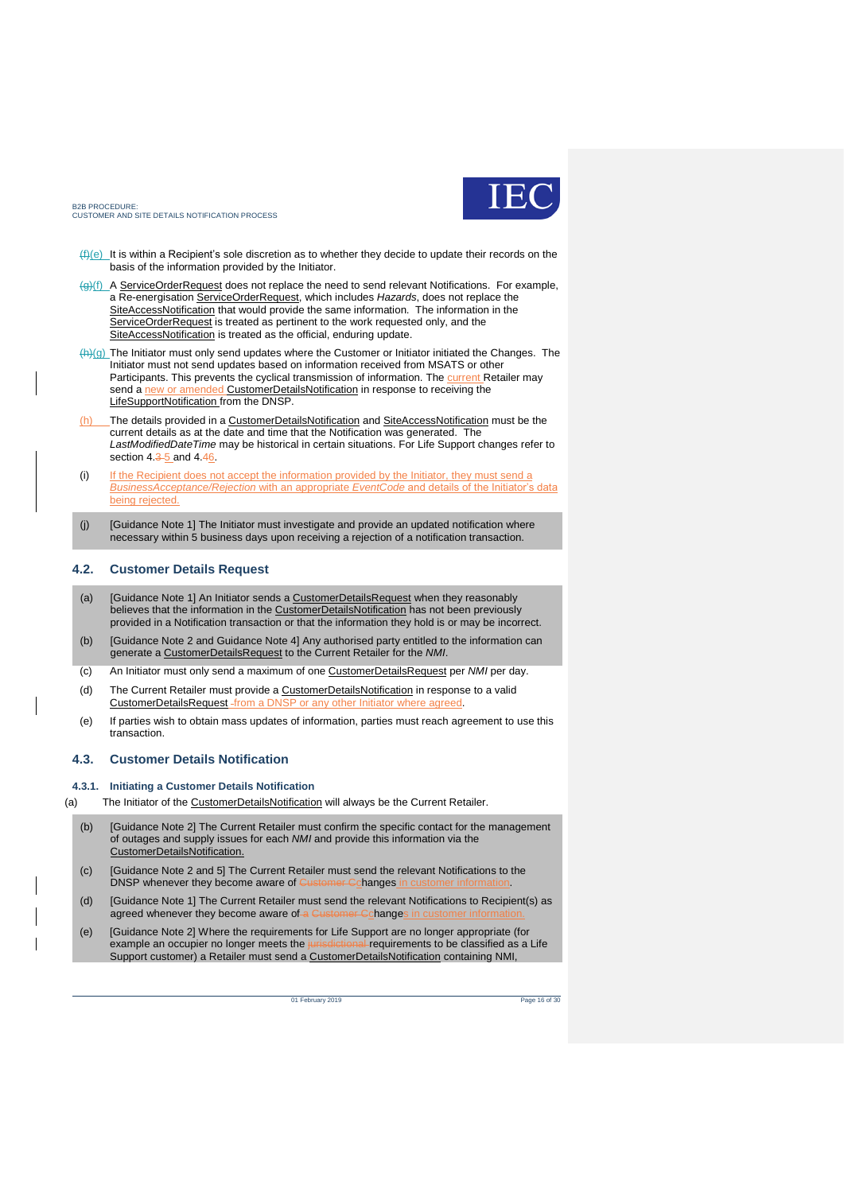(f)(e) It is within a Recipient's sole discretion as to whether they decide to update their records on the basis of the information provided by the Initiator.

(g)(f) A ServiceOrderRequest does not replace the need to send relevant Notifications. For example, a Re-energisation ServiceOrderRequest, which includes *Hazards*, does not replace the SiteAccessNotification that would provide the same information. The information in the ServiceOrderRequest is treated as pertinent to the work requested only, and the SiteAccessNotification is treated as the official, enduring update.

(h)(g) The Initiator must only send updates where the Customer or Initiator initiated the Changes. The Initiator must not send updates based on information received from MSATS or other Participants. This prevents the cyclical transmission of information. The current Retailer may send a new or amended CustomerDetailsNotification in response to receiving the LifeSupportNotification from the DNSP.

(h) The details provided in a CustomerDetailsNotification and SiteAccessNotification must be the current details as at the date and time that the Notification was generated. The *LastModifiedDateTime* may be historical in certain situations. For Life Support changes refer to section 4.3 5 and 4.46.

(i) If the Recipient does not accept the information provided by the Initiator, they must send a *BusinessAcceptance/Rejection* with an appropriate *EventCode* and details of the Initiator's data being rejected.

(j) [Guidance Note 1] The Initiator must investigate and provide an updated notification where necessary within 5 business days upon receiving a rejection of a notification transaction.

## 4.2. Customer Details Request

(a) [Guidance Note 1] An Initiator sends a CustomerDetailsRequest when they reasonably believes that the information in the CustomerDetailsNotification has not been previously provided in a Notification transaction or that the information they hold is or may be incorrect.

(b) [Guidance Note 2 and Guidance Note 4] Any authorised party entitled to the information can generate a CustomerDetailsRequest to the Current Retailer for the *NMI*.

(c) An Initiator must only send a maximum of one CustomerDetailsRequest per *NMI* per day.

(d) The Current Retailer must provide a CustomerDetailsNotification in response to a valid CustomerDetailsRequest from a DNSP or any other Initiator where agreed.

(e) If parties wish to obtain mass updates of information, parties must reach agreement to use this transaction.

## 4.3. Customer Details Notification

### 4.3.1. Initiating a Customer Details Notification

(a) The Initiator of the CustomerDetailsNotification will always be the Current Retailer.

(b) [Guidance Note 2] The Current Retailer must confirm the specific contact for the management of outages and supply issues for each *NMI* and provide this information via the CustomerDetailsNotification.

(c) [Guidance Note 2 and 5] The Current Retailer must send the relevant Notifications to the DNSP whenever they become aware of Customer Cchanges in customer information.

(d) [Guidance Note 1] The Current Retailer must send the relevant Notifications to Recipient(s) as agreed whenever they become aware of a Customer Cchanges in customer information.

(e) [Guidance Note 2] Where the requirements for Life Support are no longer appropriate (for example an occupier no longer meets the jurisdictional requirements to be classified as a Life Support customer) a Retailer must send a CustomerDetailsNotification containing NMI,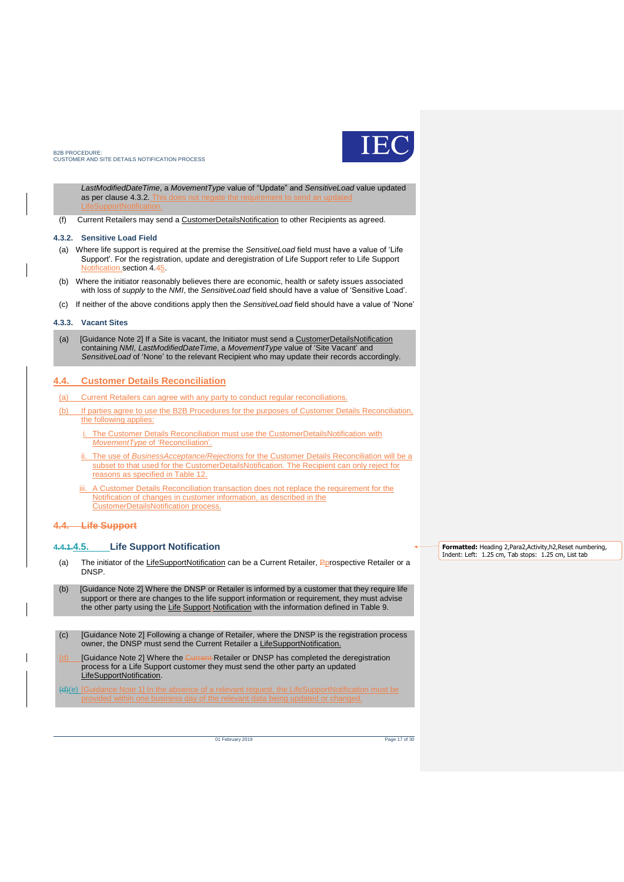LastModifiedDateTime, a MovementType value of "Update" and SensitiveLoad value updated as per clause 4.3.2. This does not negate the requirement to send an updated LifeSupportNotification.

(f) Current Retailers may send a CustomerDetailsNotification to other Recipients as agreed.

### 4.3.2. Sensitive Load Field

(a) Where life support is required at the premise the *SensitiveLoad* field must have a value of 'Life Support'. For the registration, update and deregistration of Life Support refer to Life Support Notification section 4.45.

(b) Where the initiator reasonably believes there are economic, health or safety issues associated with loss of *supply* to the *NMI*, the *SensitiveLoad* field should have a value of 'Sensitive Load'.

(c) If neither of the above conditions apply then the *SensitiveLoad* field should have a value of 'None'

### 4.3.3. Vacant Sites

(a) [Guidance Note 2] If a Site is vacant, the Initiator must send a CustomerDetailsNotification containing *NMI, LastModifiedDateTime*, a *MovementType* value of 'Site Vacant' and *SensitiveLoad* of 'None' to the relevant Recipient who may update their records accordingly.

## 4.4. Customer Details Reconciliation

(a) Current Retailers can agree with any party to conduct regular reconciliations.

(b) If parties agree to use the B2B Procedures for the purposes of Customer Details Reconciliation, the following applies:

i. The Customer Details Reconciliation must use the CustomerDetailsNotification with *MovementType* of 'Reconciliation'.

ii. The use of *BusinessAcceptance/Rejections* for the Customer Details Reconciliation will be a subset to that used for the CustomerDetailsNotification. The Recipient can only reject for reasons as specified in Table 12.

iii. A Customer Details Reconciliation transaction does not replace the requirement for the Notification of changes in customer information, as described in the CustomerDetailsNotification process.

## ~~4.4. Life Support~~

## ~~4.4.1.~~4.5. Life Support Notification

(a) The initiator of the LifeSupportNotification can be a Current Retailer, ~~P~~prospective Retailer or a DNSP.

(b) [Guidance Note 2] Where the DNSP or Retailer is informed by a customer that they require life support or there are changes to the life support information or requirement, they must advise the other party using the Life Support Notification with the information defined in Table 9.

(c) [Guidance Note 2] Following a change of Retailer, where the DNSP is the registration process owner, the DNSP must send the Current Retailer a LifeSupportNotification.

(d) [Guidance Note 2] Where the ~~Current~~ Retailer or DNSP has completed the deregistration process for a Life Support customer they must send the other party an updated LifeSupportNotification.

~~(d)~~(e) [Guidance Note 1] In the absence of a relevant request, the LifeSupportNotification must be provided within one business day of the relevant data being updated or changed.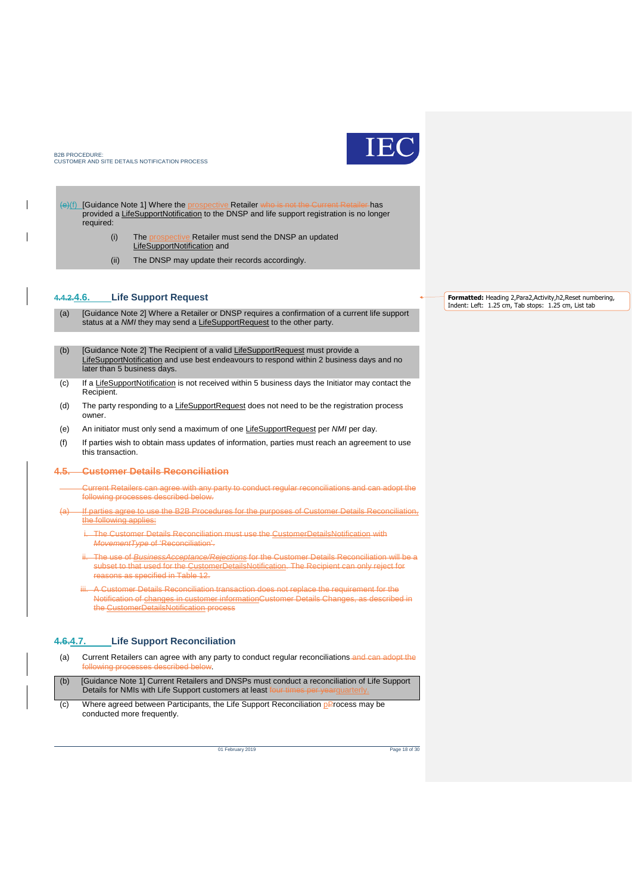(e)(f) [Guidance Note 1] Where the prospective Retailer who is not the Current Retailer has provided a LifeSupportNotification to the DNSP and life support registration is no longer required:

(i) The prospective Retailer must send the DNSP an updated LifeSupportNotification and

(ii) The DNSP may update their records accordingly.

## 4.4.2.4.6. Life Support Request

(a) [Guidance Note 2] Where a Retailer or DNSP requires a confirmation of a current life support status at a *NMI* they may send a LifeSupportRequest to the other party.

(b) [Guidance Note 2] The Recipient of a valid LifeSupportRequest must provide a LifeSupportNotification and use best endeavours to respond within 2 business days and no later than 5 business days.

(c) If a LifeSupportNotification is not received within 5 business days the Initiator may contact the Recipient.

(d) The party responding to a LifeSupportRequest does not need to be the registration process owner.

(e) An initiator must only send a maximum of one LifeSupportRequest per *NMI* per day.

(f) If parties wish to obtain mass updates of information, parties must reach an agreement to use this transaction.

## ~~4.5. Customer Details Reconciliation~~

~~Current Retailers can agree with any party to conduct regular reconciliations and can adopt the following processes described below.~~

~~(a) If parties agree to use the B2B Procedures for the purposes of Customer Details Reconciliation, the following applies:~~

~~i. The Customer Details Reconciliation must use the CustomerDetailsNotification with *MovementType* of 'Reconciliation'.~~

~~ii. The use of *BusinessAcceptance/Rejections* for the Customer Details Reconciliation will be a subset to that used for the CustomerDetailsNotification. The Recipient can only reject for reasons as specified in Table 12.~~

~~iii. A Customer Details Reconciliation transaction does not replace the requirement for the Notification of changes in customer informationCustomer Details Changes, as described in the CustomerDetailsNotification process~~

## 4.6.4.7. Life Support Reconciliation

(a) Current Retailers can agree with any party to conduct regular reconciliations ~~and can adopt the following processes described below~~.

(b) [Guidance Note 1] Current Retailers and DNSPs must conduct a reconciliation of Life Support Details for NMIs with Life Support customers at least ~~four times per year~~quarterly.

(c) Where agreed between Participants, the Life Support Reconciliation pProcess may be conducted more frequently.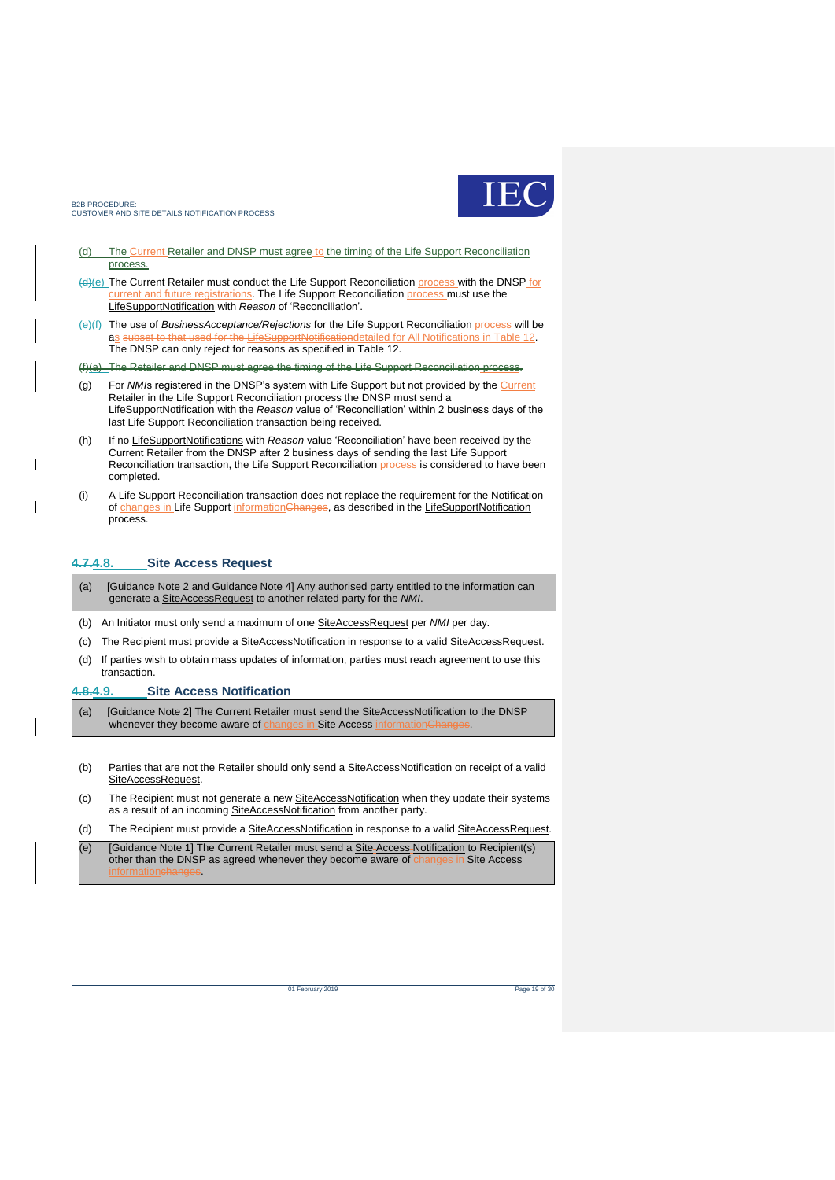(d) The Current Retailer and DNSP must agree to the timing of the Life Support Reconciliation process.

(d)(e) The Current Retailer must conduct the Life Support Reconciliation process with the DNSP for current and future registrations. The Life Support Reconciliation process must use the LifeSupportNotification with *Reason* of 'Reconciliation'.

(e)(f) The use of *BusinessAcceptance/Rejections* for the Life Support Reconciliation process will be as subset to that used for the LifeSupportNotificationdetailed for All Notifications in Table 12. The DNSP can only reject for reasons as specified in Table 12.

~~(f)(a) The Retailer and DNSP must agree the timing of the Life Support Reconciliation process.~~

(g) For *NMI*s registered in the DNSP's system with Life Support but not provided by the Current Retailer in the Life Support Reconciliation process the DNSP must send a LifeSupportNotification with the *Reason* value of 'Reconciliation' within 2 business days of the last Life Support Reconciliation transaction being received.

(h) If no LifeSupportNotifications with *Reason* value 'Reconciliation' have been received by the Current Retailer from the DNSP after 2 business days of sending the last Life Support Reconciliation transaction, the Life Support Reconciliation process is considered to have been completed.

(i) A Life Support Reconciliation transaction does not replace the requirement for the Notification of changes in Life Support informationChanges, as described in the LifeSupportNotification process.

## 4.7.4.8. Site Access Request

(a) [Guidance Note 2 and Guidance Note 4] Any authorised party entitled to the information can generate a SiteAccessRequest to another related party for the *NMI*.

(b) An Initiator must only send a maximum of one SiteAccessRequest per *NMI* per day.

(c) The Recipient must provide a SiteAccessNotification in response to a valid SiteAccessRequest.

(d) If parties wish to obtain mass updates of information, parties must reach agreement to use this transaction.

## 4.8.4.9. Site Access Notification

(a) [Guidance Note 2] The Current Retailer must send the SiteAccessNotification to the DNSP whenever they become aware of changes in Site Access informationChanges.

(b) Parties that are not the Retailer should only send a SiteAccessNotification on receipt of a valid SiteAccessRequest.

(c) The Recipient must not generate a new SiteAccessNotification when they update their systems as a result of an incoming SiteAccessNotification from another party.

(d) The Recipient must provide a SiteAccessNotification in response to a valid SiteAccessRequest.

(e) [Guidance Note 1] The Current Retailer must send a Site Access Notification to Recipient(s) other than the DNSP as agreed whenever they become aware of changes in Site Access informationchanges.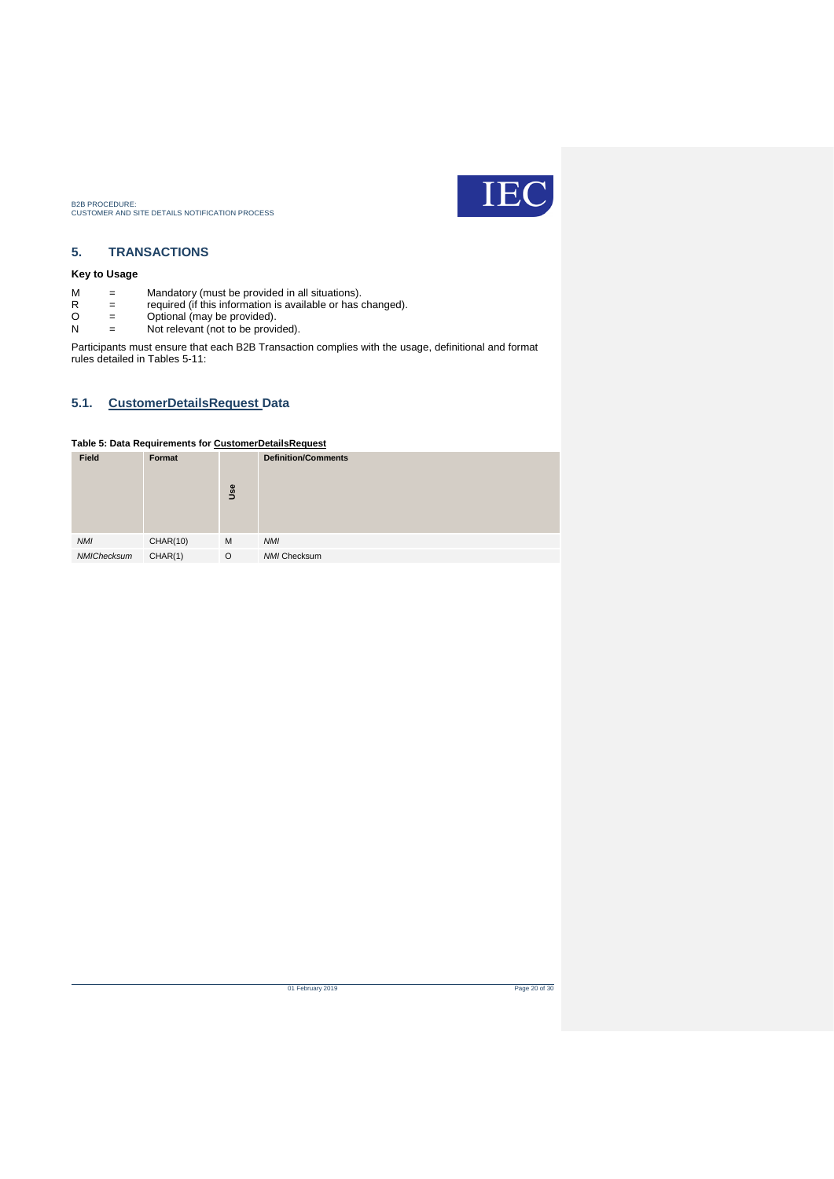## 5. TRANSACTIONS

### Key to Usage

M = Mandatory (must be provided in all situations).
R = required (if this information is available or has changed).
O = Optional (may be provided).
N = Not relevant (not to be provided).

Participants must ensure that each B2B Transaction complies with the usage, definitional and format rules detailed in Tables 5-11:

### 5.1. CustomerDetailsRequest Data

**Table 5: Data Requirements for CustomerDetailsRequest**

| Field | Format | Use | Definition/Comments |
|---|---|---|---|
| *NMI* | CHAR(10) | M | *NMI* |
| *NMIChecksum* | CHAR(1) | O | *NMI* Checksum |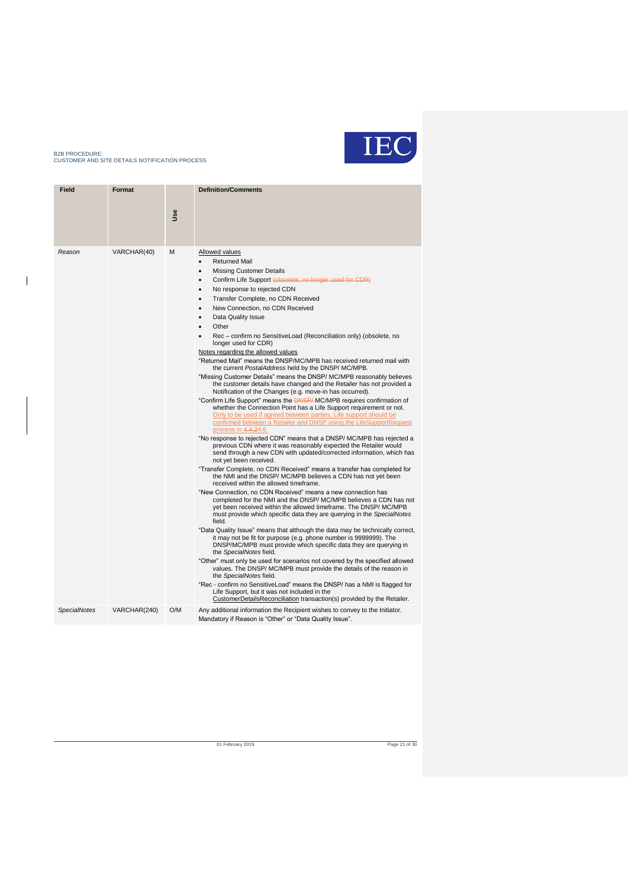| Field | Format | Use | Definition/Comments |
|---|---|---|---|
| *Reason* | VARCHAR(40) | M | Allowed values<br>• Returned Mail<br>• Missing Customer Details<br>• Confirm Life Support (obsolete, no longer used for CDR)<br>• No response to rejected CDN<br>• Transfer Complete, no CDN Received<br>• New Connection, no CDN Received<br>• Data Quality Issue<br>• Other<br>• Rec – confirm no SensitiveLoad (Reconciliation only) (obsolete, no longer used for CDR)<br>Notes regarding the allowed values<br>"Returned Mail" means the DNSP/MC/MPB has received returned mail with the current *PostalAddress* held by the DNSP/ MC/MPB.<br>"Missing Customer Details" means the DNSP/ MC/MPB reasonably believes the customer details have changed and the Retailer has not provided a Notification of the Changes (e.g. move-in has occurred).<br>"Confirm Life Support" means the DNSP/ MC/MPB requires confirmation of whether the Connection Point has a Life Support requirement or not. Only to be used if agreed between parties. Life support should be confirmed between a Retailer and DNSP using the LifeSupportRequest process in 4.4.24.6.<br>"No response to rejected CDN" means that a DNSP/ MC/MPB has rejected a previous CDN where it was reasonably expected the Retailer would send through a new CDN with updated/corrected information, which has not yet been received.<br>"Transfer Complete, no CDN Received" means a transfer has completed for the NMI and the DNSP/ MC/MPB believes a CDN has not yet been received within the allowed timeframe.<br>"New Connection, no CDN Received" means a new connection has completed for the NMI and the DNSP/ MC/MPB believes a CDN has not yet been received within the allowed timeframe. The DNSP/ MC/MPB must provide which specific data they are querying in the *SpecialNotes* field.<br>"Data Quality Issue" means that although the data may be technically correct, it may not be fit for purpose (e.g. phone number is 9999999). The DNSP/MC/MPB must provide which specific data they are querying in the *SpecialNotes* field.<br>"Other" must only be used for scenarios not covered by the specified allowed values. The DNSP/ MC/MPB must provide the details of the reason in the *SpecialNotes* field.<br>"Rec - confirm no SensitiveLoad" means the DNSP/ has a NMI is flagged for Life Support, but it was not included in the CustomerDetailsReconciliation transaction(s) provided by the Retailer. |
| *SpecialNotes* | VARCHAR(240) | O/M | Any additional information the Recipient wishes to convey to the Initiator. Mandatory if Reason is "Other" or "Data Quality Issue". |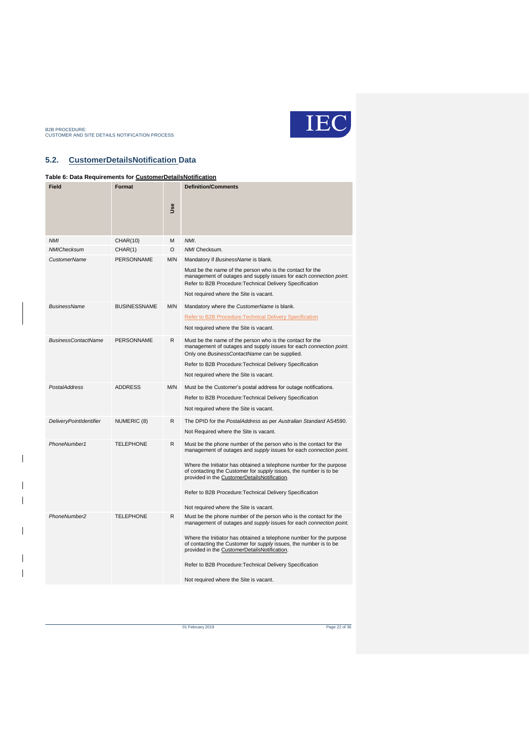## 5.2. CustomerDetailsNotification Data

**Table 6: Data Requirements for CustomerDetailsNotification**

| Field | Format | Use | Definition/Comments |
|---|---|---|---|
| *NMI* | CHAR(10) | M | *NMI*. |
| *NMIChecksum* | CHAR(1) | O | *NMI* Checksum. |
| *CustomerName* | PERSONNAME | M/N | Mandatory if *BusinessName* is blank.<br><br>Must be the name of the person who is the contact for the management of outages and supply issues for each *connection point*. Refer to B2B Procedure:Technical Delivery Specification<br><br>Not required where the Site is vacant. |
| *BusinessName* | BUSINESSNAME | M/N | Mandatory where the *CustomerName* is blank.<br><br>Refer to B2B Procedure:Technical Delivery Specification<br><br>Not required where the Site is vacant. |
| *BusinessContactName* | PERSONNAME | R | Must be the name of the person who is the contact for the management of outages and supply issues for each *connection point*. Only one *BusinessContactName* can be supplied.<br><br>Refer to B2B Procedure:Technical Delivery Specification<br><br>Not required where the Site is vacant. |
| *PostalAddress* | ADDRESS | M/N | Must be the Customer's postal address for outage notifications.<br><br>Refer to B2B Procedure:Technical Delivery Specification<br><br>Not required where the Site is vacant. |
| *DeliveryPointIdentifier* | NUMERIC (8) | R | The DPID for the *PostalAddress* as per *Australian Standard* AS4590.<br><br>Not Required where the Site is vacant. |
| *PhoneNumber1* | TELEPHONE | R | Must be the phone number of the person who is the contact for the management of outages and *supply* issues for each *connection point*.<br><br>Where the Initiator has obtained a telephone number for the purpose of contacting the Customer for *supply* issues, the number is to be provided in the CustomerDetailsNotification.<br><br>Refer to B2B Procedure:Technical Delivery Specification<br><br>Not required where the Site is vacant. |
| *PhoneNumber2* | TELEPHONE | R | Must be the phone number of the person who is the contact for the management of outages and *supply* issues for each *connection point*.<br><br>Where the Initiator has obtained a telephone number for the purpose of contacting the Customer for *supply* issues, the number is to be provided in the CustomerDetailsNotification.<br><br>Refer to B2B Procedure:Technical Delivery Specification<br><br>Not required where the Site is vacant. |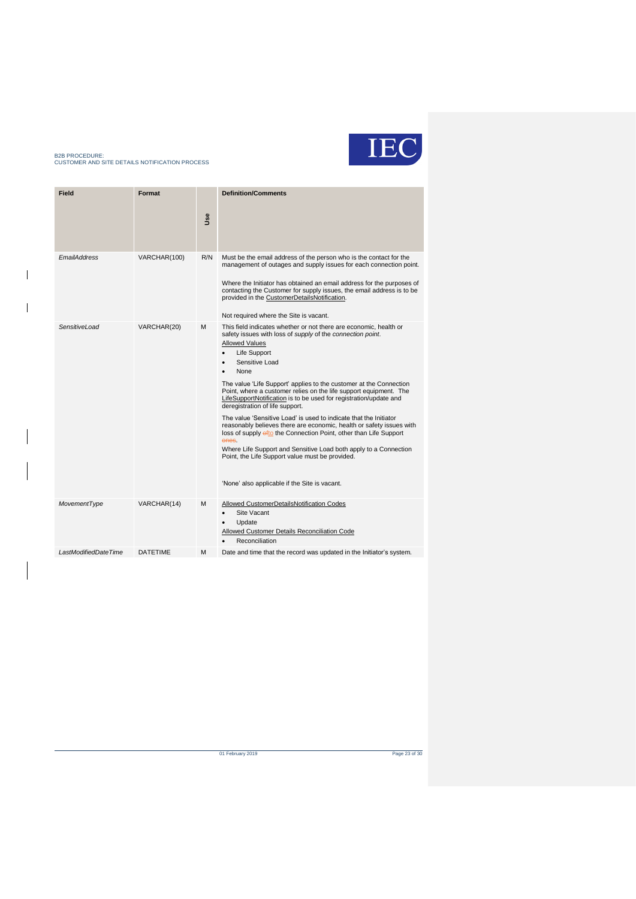| Field | Format | Use | Definition/Comments |
|---|---|---|---|
| *EmailAddress* | VARCHAR(100) | R/N | Must be the email address of the person who is the contact for the management of outages and supply issues for each connection point.<br><br>Where the Initiator has obtained an email address for the purposes of contacting the Customer for supply issues, the email address is to be provided in the CustomerDetailsNotification.<br><br>Not required where the Site is vacant. |
| *SensitiveLoad* | VARCHAR(20) | M | This field indicates whether or not there are economic, health or safety issues with loss of *supply* of the *connection point*.<br>Allowed Values<br>• Life Support<br>• Sensitive Load<br>• None<br><br>The value 'Life Support' applies to the customer at the Connection Point, where a customer relies on the life support equipment. The LifeSupportNotification is to be used for registration/update and deregistration of life support.<br><br>The value 'Sensitive Load' is used to indicate that the Initiator reasonably believes there are economic, health or safety issues with loss of supply ~~of~~to the Connection Point, other than Life Support ~~ones~~.<br>Where Life Support and Sensitive Load both apply to a Connection Point, the Life Support value must be provided.<br><br>'None' also applicable if the Site is vacant. |
| *MovementType* | VARCHAR(14) | M | Allowed CustomerDetailsNotification Codes<br>• Site Vacant<br>• Update<br>Allowed Customer Details Reconciliation Code<br>• Reconciliation |
| *LastModifiedDateTime* | DATETIME | M | Date and time that the record was updated in the Initiator's system. |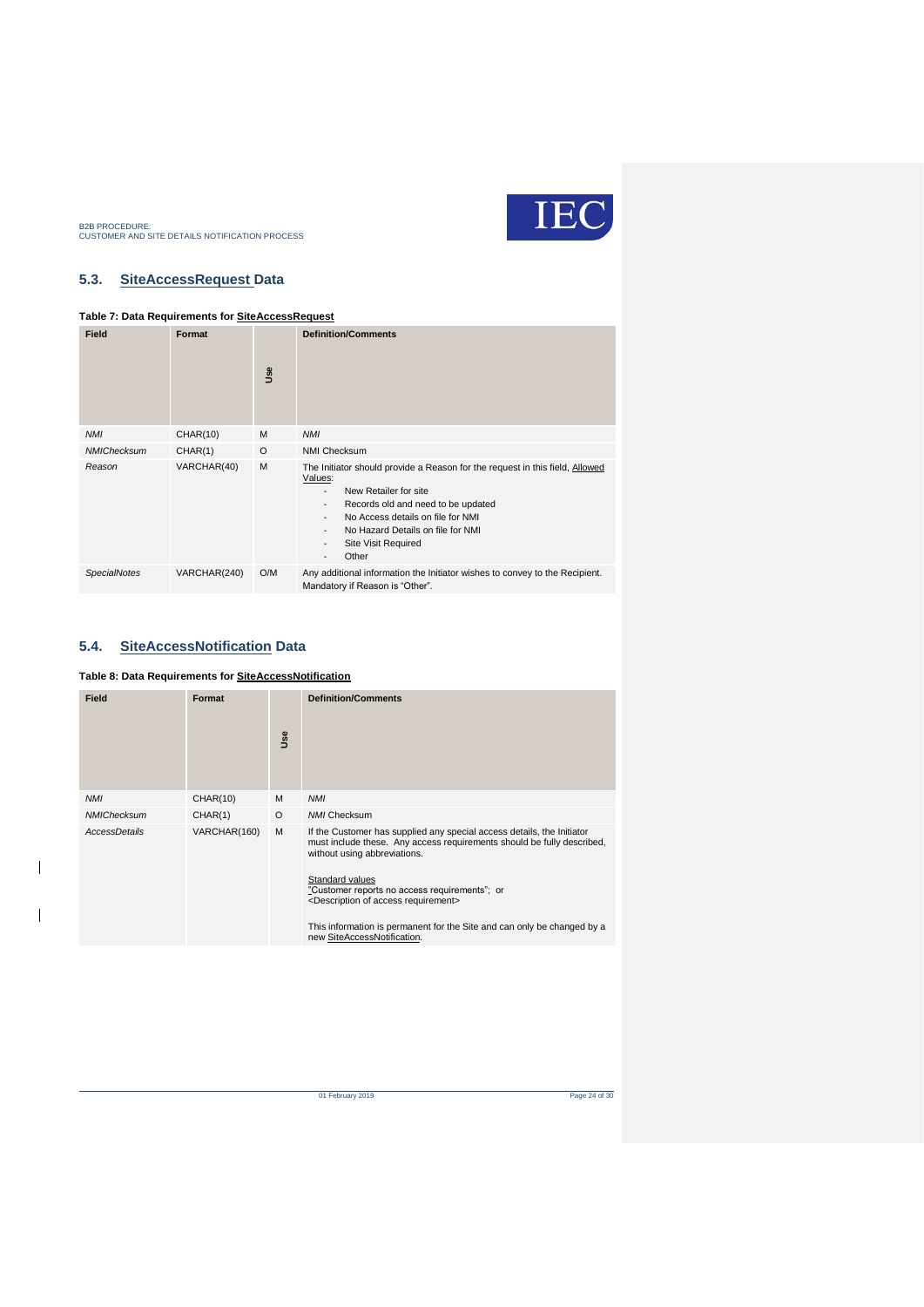## 5.3. SiteAccessRequest Data

**Table 7: Data Requirements for SiteAccessRequest**

| Field | Format | Use | Definition/Comments |
|---|---|---|---|
| *NMI* | CHAR(10) | M | *NMI* |
| *NMIChecksum* | CHAR(1) | O | NMI Checksum |
| *Reason* | VARCHAR(40) | M | The Initiator should provide a Reason for the request in this field, Allowed Values:<br>- New Retailer for site<br>- Records old and need to be updated<br>- No Access details on file for NMI<br>- No Hazard Details on file for NMI<br>- Site Visit Required<br>- Other |
| *SpecialNotes* | VARCHAR(240) | O/M | Any additional information the Initiator wishes to convey to the Recipient. Mandatory if Reason is "Other". |

## 5.4. SiteAccessNotification Data

**Table 8: Data Requirements for SiteAccessNotification**

| Field | Format | Use | Definition/Comments |
|---|---|---|---|
| *NMI* | CHAR(10) | M | *NMI* |
| *NMIChecksum* | CHAR(1) | O | *NMI* Checksum |
| *AccessDetails* | VARCHAR(160) | M | If the Customer has supplied any special access details, the Initiator must include these. Any access requirements should be fully described, without using abbreviations.<br><br>Standard values<br>"Customer reports no access requirements"; or<br><Description of access requirement><br><br>This information is permanent for the Site and can only be changed by a new SiteAccessNotification. |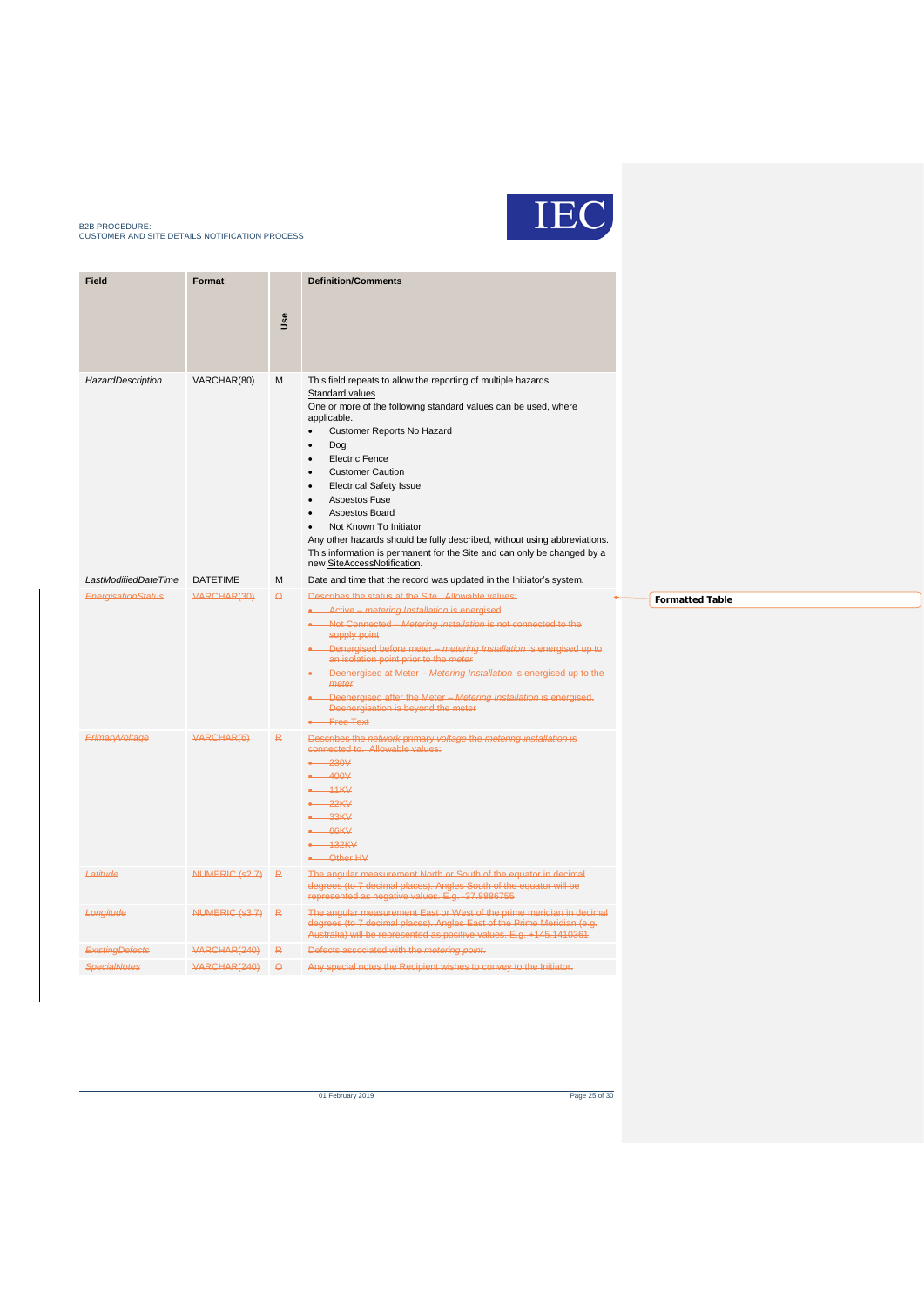| Field | Format | Use | Definition/Comments |
|---|---|---|---|
| *HazardDescription* | VARCHAR(80) | M | This field repeats to allow the reporting of multiple hazards.<br>Standard values<br>One or more of the following standard values can be used, where applicable.<br>• Customer Reports No Hazard<br>• Dog<br>• Electric Fence<br>• Customer Caution<br>• Electrical Safety Issue<br>• Asbestos Fuse<br>• Asbestos Board<br>• Not Known To Initiator<br>Any other hazards should be fully described, without using abbreviations.<br>This information is permanent for the Site and can only be changed by a new SiteAccessNotification. |
| *LastModifiedDateTime* | DATETIME | M | Date and time that the record was updated in the Initiator's system. |
| ~~*EnergisationStatus*~~ | ~~VARCHAR(30)~~ | ~~O~~ | ~~Describes the status at the Site. Allowable values:~~<br>• ~~Active – *metering Installation* is energised~~<br>• ~~Not Connected – *Metering Installation* is not connected to the supply point~~<br>• ~~Denergised before meter – *metering Installation* is energised up to an isolation point prior to the *meter*~~<br>• ~~Deenergised at Meter – *Metering Installation* is energised up to the *meter*~~<br>• ~~Deenergised after the Meter – *Metering Installation* is energised. Deenergisation is beyond the meter~~<br>• ~~Free Text~~ |
| ~~*PrimaryVoltage*~~ | ~~VARCHAR(6)~~ | ~~R~~ | ~~Describes the *network* primary voltage the *metering installation* is connected to. Allowable values:~~<br>• ~~230V~~<br>• ~~400V~~<br>• ~~11KV~~<br>• ~~22KV~~<br>• ~~33KV~~<br>• ~~66KV~~<br>• ~~132KV~~<br>• ~~Other HV~~ |
| ~~*Latitude*~~ | ~~NUMERIC (s2.7)~~ | ~~R~~ | ~~The angular measurement North or South of the equator in decimal degrees (to 7 decimal places). Angles South of the equator will be represented as negative values. E.g. -37.8886755~~ |
| ~~*Longitude*~~ | ~~NUMERIC (s3.7)~~ | ~~R~~ | ~~The angular measurement East or West of the prime meridian in decimal degrees (to 7 decimal places). Angles East of the Prime Meridian (e.g. Australia) will be represented as positive values. E.g. +145.1410361~~ |
| ~~*ExistingDefects*~~ | ~~VARCHAR(240)~~ | ~~R~~ | ~~Defects associated with the *metering point*.~~ |
| ~~*SpecialNotes*~~ | ~~VARCHAR(240)~~ | ~~O~~ | ~~Any special notes the Recipient wishes to convey to the Initiator.~~ |

**Formatted Table**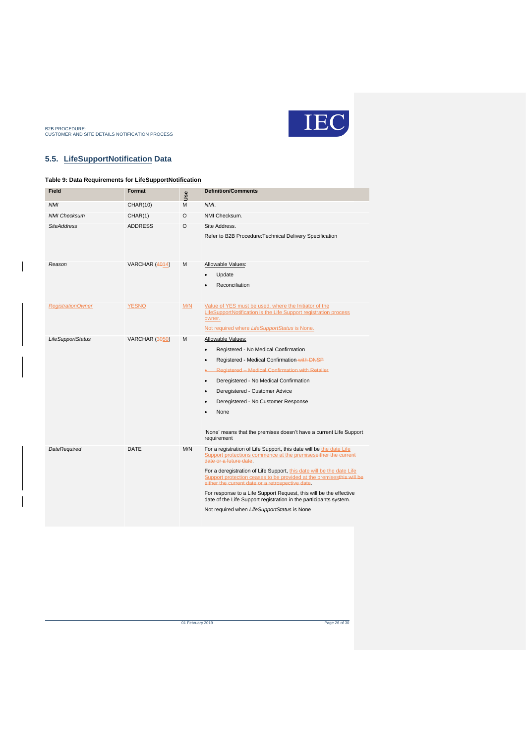## 5.5. LifeSupportNotification Data

**Table 9: Data Requirements for LifeSupportNotification**

| Field | Format | Use | Definition/Comments |
|---|---|---|---|
| *NMI* | CHAR(10) | M | *NMI*. |
| *NMI Checksum* | CHAR(1) | O | NMI Checksum. |
| *SiteAddress* | ADDRESS | O | Site Address.<br><br>Refer to B2B Procedure:Technical Delivery Specification |
| *Reason* | VARCHAR (4014) | M | Allowable Values:<br>• Update<br>• Reconciliation |
| *RegistrationOwner* | YESNO | M/N | Value of YES must be used, where the Initiator of the LifeSupportNotification is the Life Support registration process owner.<br><br>Not required where *LifeSupportStatus* is None. |
| *LifeSupportStatus* | VARCHAR (3050) | M | Allowable Values:<br>• Registered - No Medical Confirmation<br>• Registered - Medical Confirmation with DNSP<br>• Registered – Medical Confirmation with Retailer<br>• Deregistered - No Medical Confirmation<br>• Deregistered - Customer Advice<br>• Deregistered - No Customer Response<br>• None<br><br>'None' means that the premises doesn't have a current Life Support requirement |
| *DateRequired* | DATE | M/N | For a registration of Life Support, this date will be the date Life Support protections commence at the premiseseither the current date or a future date.<br><br>For a deregistration of Life Support, this date will be the date Life Support protection ceases to be provided at the premisesthis will be either the current date or a retrospective date.<br><br>For response to a Life Support Request, this will be the effective date of the Life Support registration in the participants system.<br><br>Not required when *LifeSupportStatus* is None |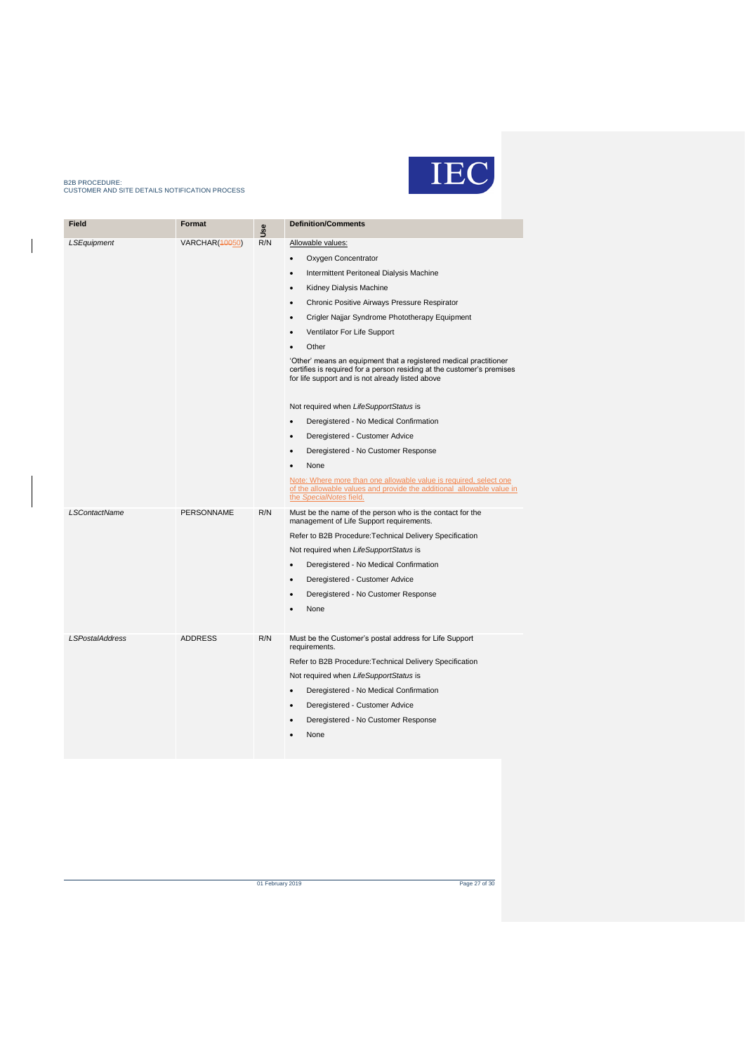| Field | Format | Use | Definition/Comments |
|---|---|---|---|
| *LSEquipment* | VARCHAR(~~100~~50) | R/N | Allowable values:<br>• Oxygen Concentrator<br>• Intermittent Peritoneal Dialysis Machine<br>• Kidney Dialysis Machine<br>• Chronic Positive Airways Pressure Respirator<br>• Crigler Najjar Syndrome Phototherapy Equipment<br>• Ventilator For Life Support<br>• Other<br>'Other' means an equipment that a registered medical practitioner certifies is required for a person residing at the customer's premises for life support and is not already listed above<br><br>Not required when *LifeSupportStatus* is<br>• Deregistered - No Medical Confirmation<br>• Deregistered - Customer Advice<br>• Deregistered - No Customer Response<br>• None<br>Note: Where more than one allowable value is required, select one of the allowable values and provide the additional allowable value in the *SpecialNotes* field. |
| *LSContactName* | PERSONNAME | R/N | Must be the name of the person who is the contact for the management of Life Support requirements.<br>Refer to B2B Procedure:Technical Delivery Specification<br>Not required when *LifeSupportStatus* is<br>• Deregistered - No Medical Confirmation<br>• Deregistered - Customer Advice<br>• Deregistered - No Customer Response<br>• None |
| *LSPostalAddress* | ADDRESS | R/N | Must be the Customer's postal address for Life Support requirements.<br>Refer to B2B Procedure:Technical Delivery Specification<br>Not required when *LifeSupportStatus* is<br>• Deregistered - No Medical Confirmation<br>• Deregistered - Customer Advice<br>• Deregistered - No Customer Response<br>• None |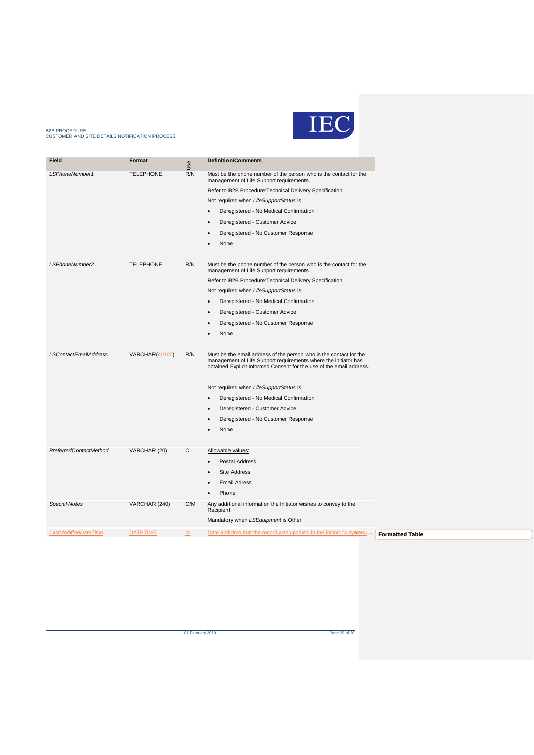| Field | Format | Use | Definition/Comments |
|---|---|---|---|
| *LSPhoneNumber1* | TELEPHONE | R/N | Must be the phone number of the person who is the contact for the management of Life Support requirements.<br>Refer to B2B Procedure:Technical Delivery Specification<br>Not required when *LifeSupportStatus* is<br>• Deregistered - No Medical Confirmation<br>• Deregistered - Customer Advice<br>• Deregistered - No Customer Response<br>• None |
| *LSPhoneNumber2* | TELEPHONE | R/N | Must be the phone number of the person who is the contact for the management of Life Support requirements.<br>Refer to B2B Procedure:Technical Delivery Specification<br>Not required when *LifeSupportStatus* is<br>• Deregistered - No Medical Confirmation<br>• Deregistered - Customer Advice<br>• Deregistered - No Customer Response<br>• None |
| *LSContactEmailAddress* | VARCHAR(40100) | R/N | Must be the email address of the person who is the contact for the management of Life Support requirements where the initiator has obtained Explicit Informed Consent for the use of the email address.<br>Not required when *LifeSupportStatus* is<br>• Deregistered - No Medical Confirmation<br>• Deregistered - Customer Advice<br>• Deregistered - No Customer Response<br>• None |
| *PreferredContactMethod* | VARCHAR (20) | O | Allowable values:<br>• Postal Address<br>• Site Address<br>• Email Adress<br>• Phone |
| *Special Notes* | VARCHAR (240) | O/M | Any additional information the Initiator wishes to convey to the Recipient<br>Mandatory when *LSEquipment* is Other |
| *LastModifiedDateTime* | DATETIME | M | Date and time that the record was updated in the Initiator's system. |

Formatted Table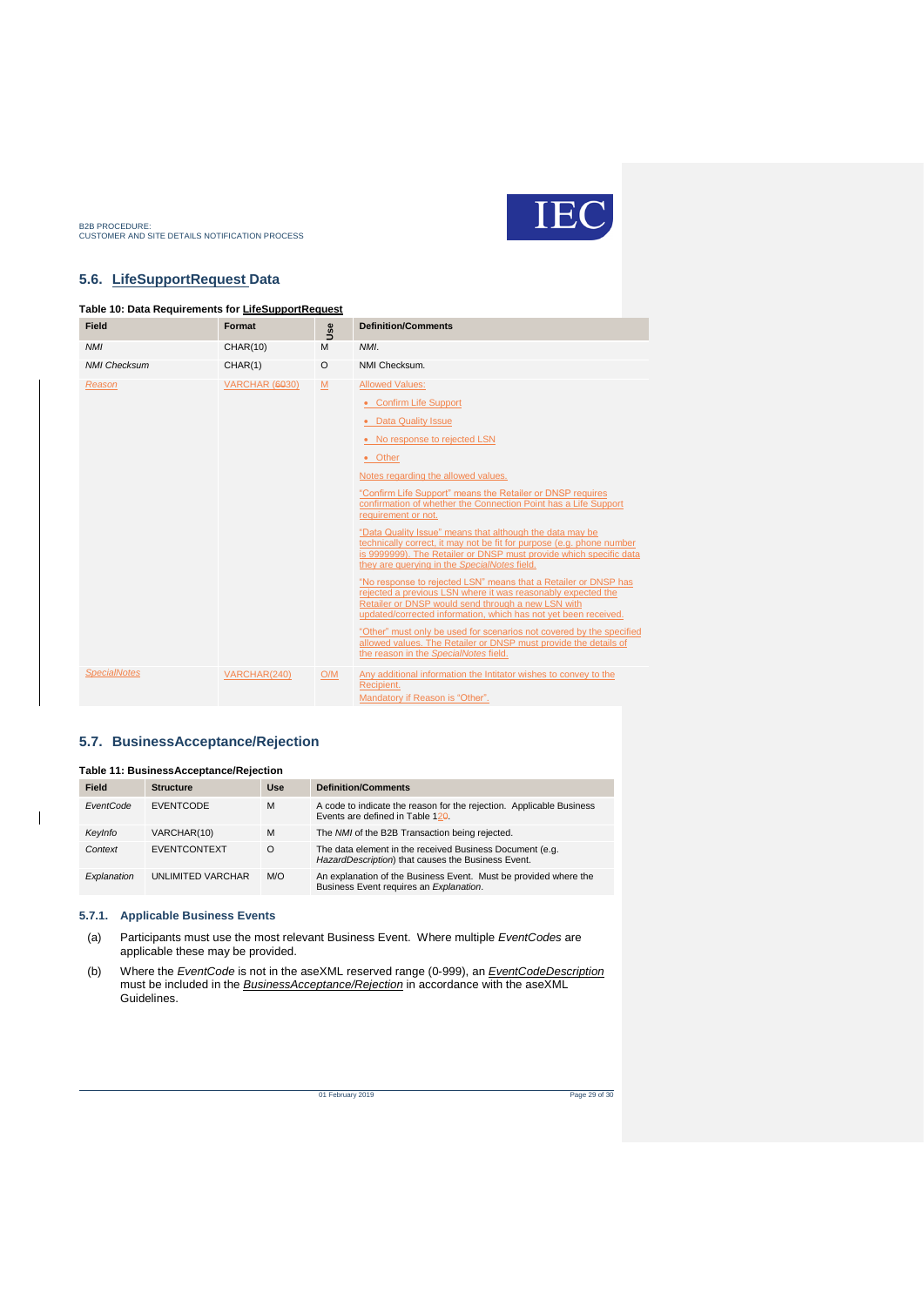## 5.6. LifeSupportRequest Data

**Table 10: Data Requirements for LifeSupportRequest**

| Field | Format | Use | Definition/Comments |
|---|---|---|---|
| *NMI* | CHAR(10) | M | *NMI*. |
| *NMI Checksum* | CHAR(1) | O | NMI Checksum. |
| *Reason* | VARCHAR (6030) | M | Allowed Values:<br>• Confirm Life Support<br>• Data Quality Issue<br>• No response to rejected LSN<br>• Other<br>Notes regarding the allowed values.<br>"Confirm Life Support" means the Retailer or DNSP requires confirmation of whether the Connection Point has a Life Support requirement or not.<br>"Data Quality Issue" means that although the data may be technically correct, it may not be fit for purpose (e.g. phone number is 9999999). The Retailer or DNSP must provide which specific data they are querying in the *SpecialNotes* field.<br>"No response to rejected LSN" means that a Retailer or DNSP has rejected a previous LSN where it was reasonably expected the Retailer or DNSP would send through a new LSN with updated/corrected information, which has not yet been received.<br>"Other" must only be used for scenarios not covered by the specified allowed values. The Retailer or DNSP must provide the details of the reason in the *SpecialNotes* field. |
| *SpecialNotes* | VARCHAR(240) | O/M | Any additional information the Intitator wishes to convey to the Recipient.<br>Mandatory if Reason is "Other". |

## 5.7. BusinessAcceptance/Rejection

**Table 11: BusinessAcceptance/Rejection**

| Field | Structure | Use | Definition/Comments |
|---|---|---|---|
| *EventCode* | EVENTCODE | M | A code to indicate the reason for the rejection. Applicable Business Events are defined in Table 120. |
| *KeyInfo* | VARCHAR(10) | M | The *NMI* of the B2B Transaction being rejected. |
| *Context* | EVENTCONTEXT | O | The data element in the received Business Document (e.g. *HazardDescription*) that causes the Business Event. |
| *Explanation* | UNLIMITED VARCHAR | M/O | An explanation of the Business Event. Must be provided where the Business Event requires an *Explanation*. |

### 5.7.1. Applicable Business Events

(a) Participants must use the most relevant Business Event. Where multiple *EventCodes* are applicable these may be provided.

(b) Where the *EventCode* is not in the aseXML reserved range (0-999), an *EventCodeDescription* must be included in the *BusinessAcceptance/Rejection* in accordance with the aseXML Guidelines.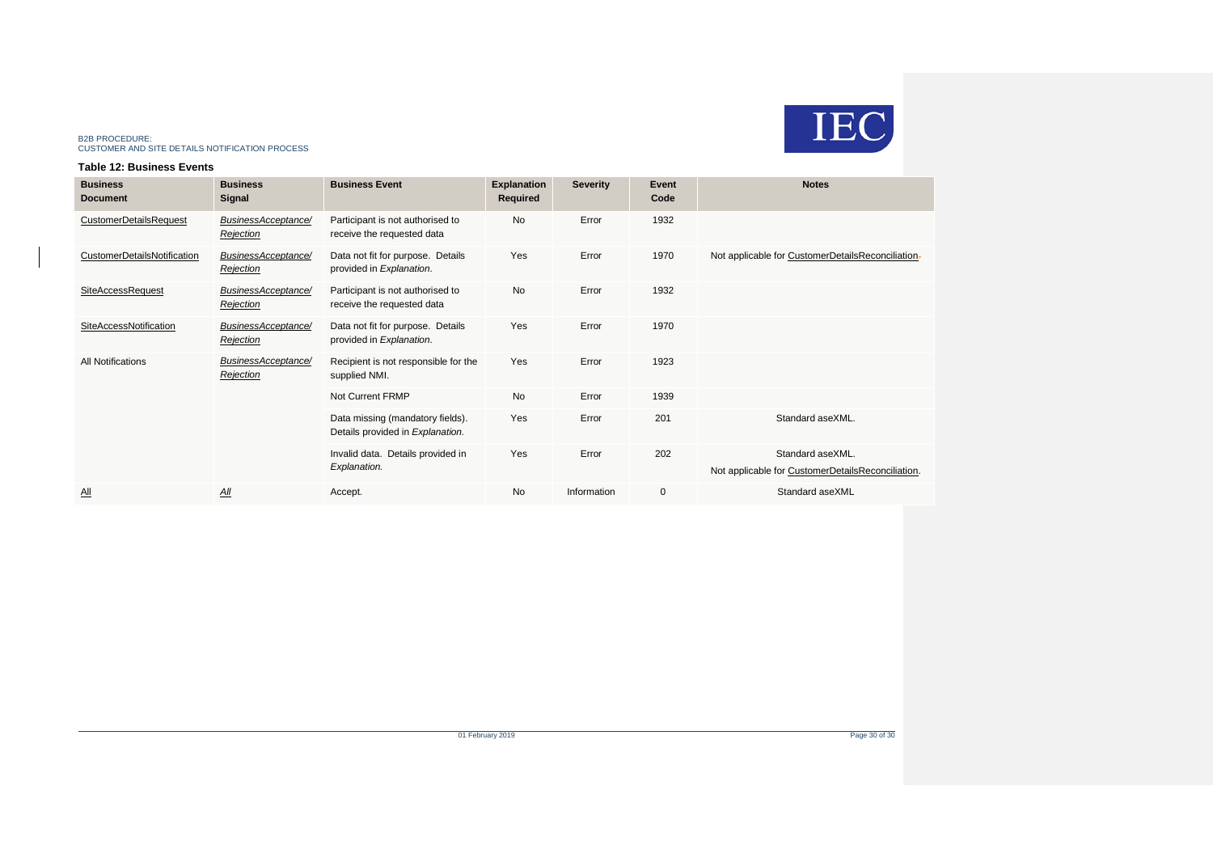**Table 12: Business Events**

| Business Document | Business Signal | Business Event | Explanation Required | Severity | Event Code | Notes |
|---|---|---|---|---|---|---|
| CustomerDetailsRequest | *BusinessAcceptance/ Rejection* | Participant is not authorised to receive the requested data | No | Error | 1932 | |
| CustomerDetailsNotification | *BusinessAcceptance/ Rejection* | Data not fit for purpose. Details provided in *Explanation*. | Yes | Error | 1970 | Not applicable for CustomerDetailsReconciliation. |
| SiteAccessRequest | *BusinessAcceptance/ Rejection* | Participant is not authorised to receive the requested data | No | Error | 1932 | |
| SiteAccessNotification | *BusinessAcceptance/ Rejection* | Data not fit for purpose. Details provided in *Explanation*. | Yes | Error | 1970 | |
| All Notifications | *BusinessAcceptance/ Rejection* | Recipient is not responsible for the supplied NMI. | Yes | Error | 1923 | |
| | | Not Current FRMP | No | Error | 1939 | |
| | | Data missing (mandatory fields). Details provided in *Explanation.* | Yes | Error | 201 | Standard aseXML. |
| | | Invalid data. Details provided in *Explanation.* | Yes | Error | 202 | Standard aseXML. Not applicable for CustomerDetailsReconciliation. |
| All | *All* | Accept. | No | Information | 0 | Standard aseXML |